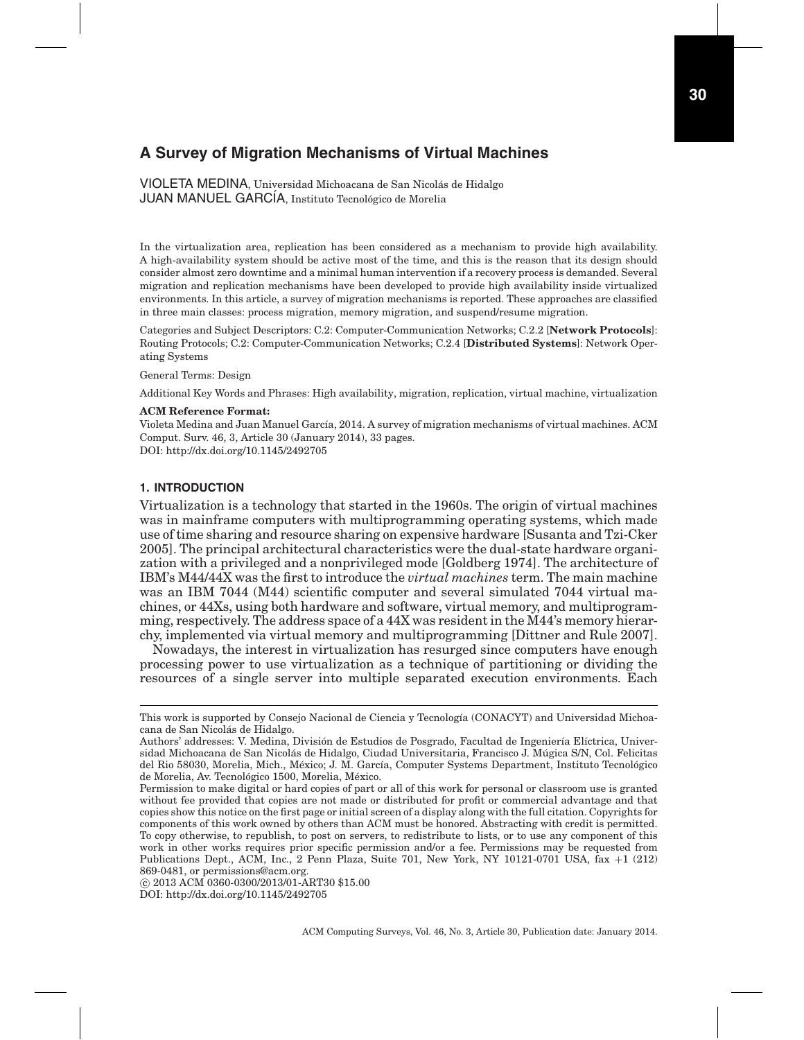# A Survey of Migration Mechanisms of Virtual Machines

VIOLETA MEDINA, Universidad Michoacana de San Nicolás de Hidalgo
JUAN MANUEL GARCÍA, Instituto Tecnológico de Morelia

In the virtualization area, replication has been considered as a mechanism to provide high availability. A high-availability system should be active most of the time, and this is the reason that its design should consider almost zero downtime and a minimal human intervention if a recovery process is demanded. Several migration and replication mechanisms have been developed to provide high availability inside virtualized environments. In this article, a survey of migration mechanisms is reported. These approaches are classified in three main classes: process migration, memory migration, and suspend/resume migration.

Categories and Subject Descriptors: C.2: Computer-Communication Networks; C.2.2 [**Network Protocols**]: Routing Protocols; C.2: Computer-Communication Networks; C.2.4 [**Distributed Systems**]: Network Operating Systems

General Terms: Design

Additional Key Words and Phrases: High availability, migration, replication, virtual machine, virtualization

**ACM Reference Format:**
Violeta Medina and Juan Manuel García, 2014. A survey of migration mechanisms of virtual machines. ACM Comput. Surv. 46, 3, Article 30 (January 2014), 33 pages.
DOI: http://dx.doi.org/10.1145/2492705

## 1. INTRODUCTION

Virtualization is a technology that started in the 1960s. The origin of virtual machines was in mainframe computers with multiprogramming operating systems, which made use of time sharing and resource sharing on expensive hardware [Susanta and Tzi-Cker 2005]. The principal architectural characteristics were the dual-state hardware organization with a privileged and a nonprivileged mode [Goldberg 1974]. The architecture of IBM's M44/44X was the first to introduce the *virtual machines* term. The main machine was an IBM 7044 (M44) scientific computer and several simulated 7044 virtual machines, or 44Xs, using both hardware and software, virtual memory, and multiprogramming, respectively. The address space of a 44X was resident in the M44's memory hierarchy, implemented via virtual memory and multiprogramming [Dittner and Rule 2007].

Nowadays, the interest in virtualization has resurged since computers have enough processing power to use virtualization as a technique of partitioning or dividing the resources of a single server into multiple separated execution environments. Each

---

This work is supported by Consejo Nacional de Ciencia y Tecnología (CONACYT) and Universidad Michoacana de San Nicolás de Hidalgo.

Authors' addresses: V. Medina, División de Estudios de Posgrado, Facultad de Ingeniería Elíctrica, Universidad Michoacana de San Nicolás de Hidalgo, Ciudad Universitaria, Francisco J. Múgica S/N, Col. Felicitas del Rio 58030, Morelia, Mich., México; J. M. García, Computer Systems Department, Instituto Tecnológico de Morelia, Av. Tecnológico 1500, Morelia, México.

Permission to make digital or hard copies of part or all of this work for personal or classroom use is granted without fee provided that copies are not made or distributed for profit or commercial advantage and that copies show this notice on the first page or initial screen of a display along with the full citation. Copyrights for components of this work owned by others than ACM must be honored. Abstracting with credit is permitted. To copy otherwise, to republish, to post on servers, to redistribute to lists, or to use any component of this work in other works requires prior specific permission and/or a fee. Permissions may be requested from Publications Dept., ACM, Inc., 2 Penn Plaza, Suite 701, New York, NY 10121-0701 USA, fax +1 (212) 869-0481, or permissions@acm.org.

© 2013 ACM 0360-0300/2013/01-ART30 $15.00
DOI: http://dx.doi.org/10.1145/2492705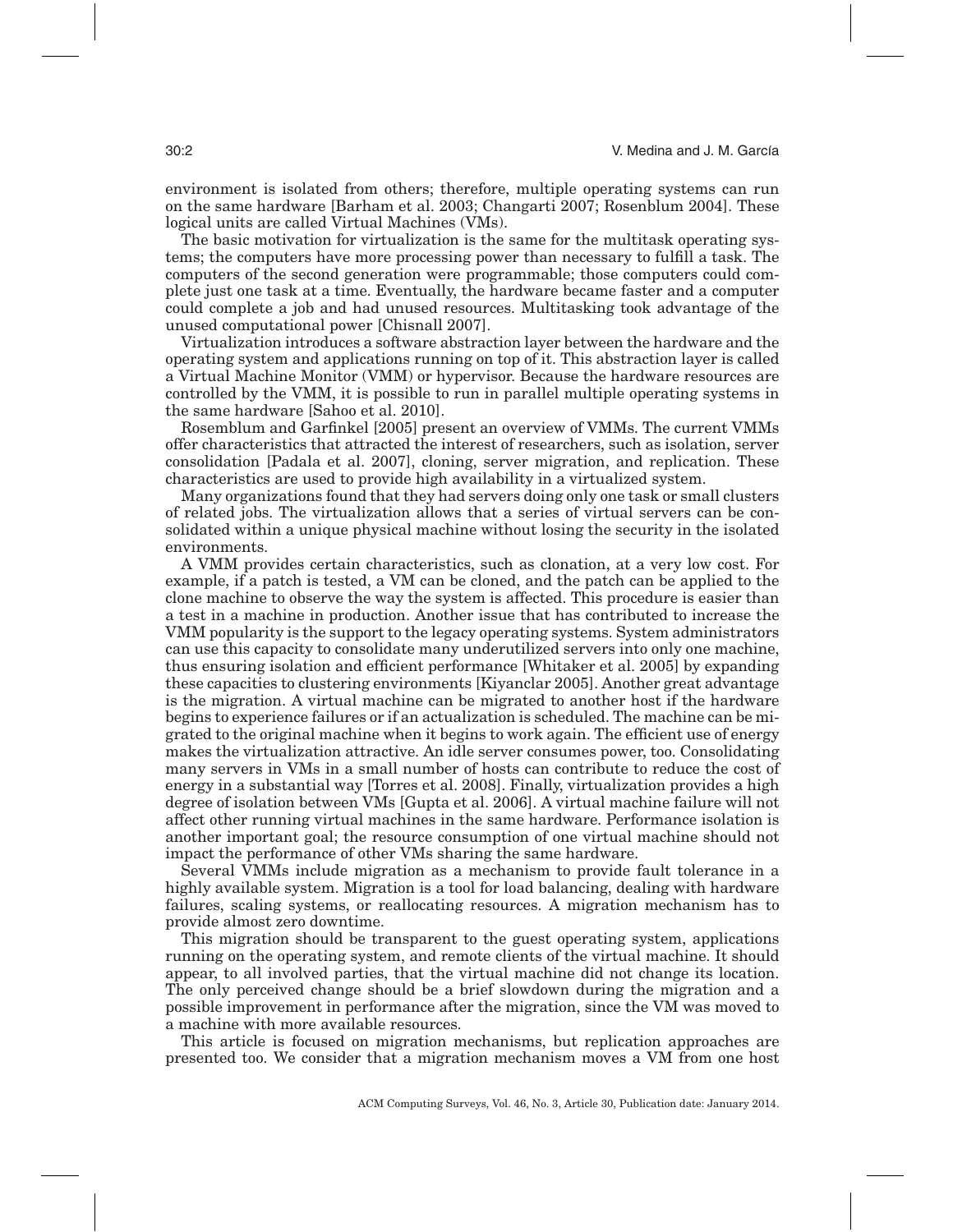environment is isolated from others; therefore, multiple operating systems can run on the same hardware [Barham et al. 2003; Changarti 2007; Rosenblum 2004]. These logical units are called Virtual Machines (VMs).

The basic motivation for virtualization is the same for the multitask operating systems; the computers have more processing power than necessary to fulfill a task. The computers of the second generation were programmable; those computers could complete just one task at a time. Eventually, the hardware became faster and a computer could complete a job and had unused resources. Multitasking took advantage of the unused computational power [Chisnall 2007].

Virtualization introduces a software abstraction layer between the hardware and the operating system and applications running on top of it. This abstraction layer is called a Virtual Machine Monitor (VMM) or hypervisor. Because the hardware resources are controlled by the VMM, it is possible to run in parallel multiple operating systems in the same hardware [Sahoo et al. 2010].

Rosemblum and Garfinkel [2005] present an overview of VMMs. The current VMMs offer characteristics that attracted the interest of researchers, such as isolation, server consolidation [Padala et al. 2007], cloning, server migration, and replication. These characteristics are used to provide high availability in a virtualized system.

Many organizations found that they had servers doing only one task or small clusters of related jobs. The virtualization allows that a series of virtual servers can be consolidated within a unique physical machine without losing the security in the isolated environments.

A VMM provides certain characteristics, such as clonation, at a very low cost. For example, if a patch is tested, a VM can be cloned, and the patch can be applied to the clone machine to observe the way the system is affected. This procedure is easier than a test in a machine in production. Another issue that has contributed to increase the VMM popularity is the support to the legacy operating systems. System administrators can use this capacity to consolidate many underutilized servers into only one machine, thus ensuring isolation and efficient performance [Whitaker et al. 2005] by expanding these capacities to clustering environments [Kiyanclar 2005]. Another great advantage is the migration. A virtual machine can be migrated to another host if the hardware begins to experience failures or if an actualization is scheduled. The machine can be migrated to the original machine when it begins to work again. The efficient use of energy makes the virtualization attractive. An idle server consumes power, too. Consolidating many servers in VMs in a small number of hosts can contribute to reduce the cost of energy in a substantial way [Torres et al. 2008]. Finally, virtualization provides a high degree of isolation between VMs [Gupta et al. 2006]. A virtual machine failure will not affect other running virtual machines in the same hardware. Performance isolation is another important goal; the resource consumption of one virtual machine should not impact the performance of other VMs sharing the same hardware.

Several VMMs include migration as a mechanism to provide fault tolerance in a highly available system. Migration is a tool for load balancing, dealing with hardware failures, scaling systems, or reallocating resources. A migration mechanism has to provide almost zero downtime.

This migration should be transparent to the guest operating system, applications running on the operating system, and remote clients of the virtual machine. It should appear, to all involved parties, that the virtual machine did not change its location. The only perceived change should be a brief slowdown during the migration and a possible improvement in performance after the migration, since the VM was moved to a machine with more available resources.

This article is focused on migration mechanisms, but replication approaches are presented too. We consider that a migration mechanism moves a VM from one host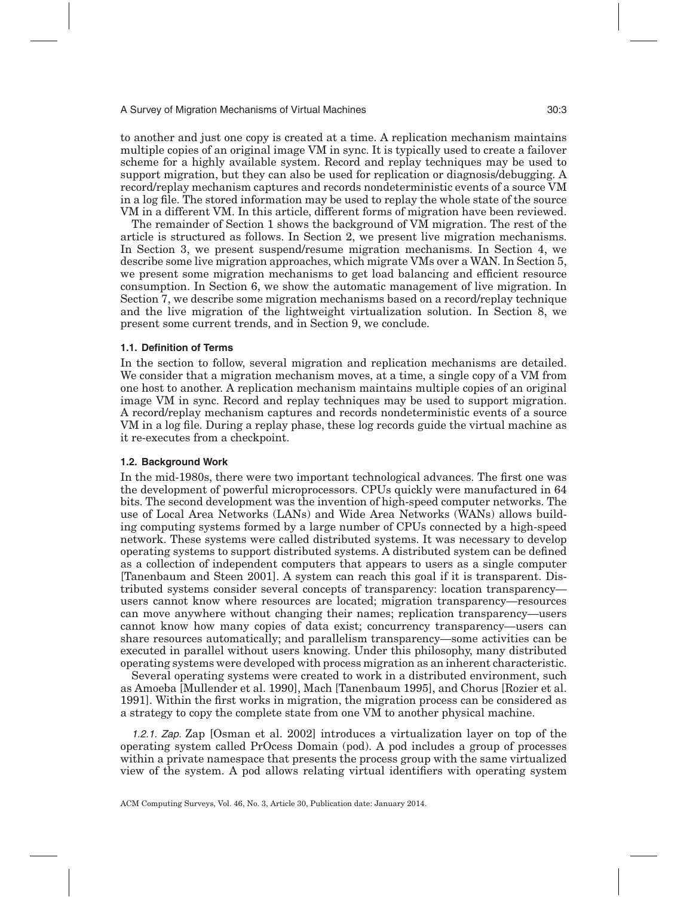to another and just one copy is created at a time. A replication mechanism maintains multiple copies of an original image VM in sync. It is typically used to create a failover scheme for a highly available system. Record and replay techniques may be used to support migration, but they can also be used for replication or diagnosis/debugging. A record/replay mechanism captures and records nondeterministic events of a source VM in a log file. The stored information may be used to replay the whole state of the source VM in a different VM. In this article, different forms of migration have been reviewed.

The remainder of Section 1 shows the background of VM migration. The rest of the article is structured as follows. In Section 2, we present live migration mechanisms. In Section 3, we present suspend/resume migration mechanisms. In Section 4, we describe some live migration approaches, which migrate VMs over a WAN. In Section 5, we present some migration mechanisms to get load balancing and efficient resource consumption. In Section 6, we show the automatic management of live migration. In Section 7, we describe some migration mechanisms based on a record/replay technique and the live migration of the lightweight virtualization solution. In Section 8, we present some current trends, and in Section 9, we conclude.

### 1.1. Definition of Terms

In the section to follow, several migration and replication mechanisms are detailed. We consider that a migration mechanism moves, at a time, a single copy of a VM from one host to another. A replication mechanism maintains multiple copies of an original image VM in sync. Record and replay techniques may be used to support migration. A record/replay mechanism captures and records nondeterministic events of a source VM in a log file. During a replay phase, these log records guide the virtual machine as it re-executes from a checkpoint.

### 1.2. Background Work

In the mid-1980s, there were two important technological advances. The first one was the development of powerful microprocessors. CPUs quickly were manufactured in 64 bits. The second development was the invention of high-speed computer networks. The use of Local Area Networks (LANs) and Wide Area Networks (WANs) allows building computing systems formed by a large number of CPUs connected by a high-speed network. These systems were called distributed systems. It was necessary to develop operating systems to support distributed systems. A distributed system can be defined as a collection of independent computers that appears to users as a single computer [Tanenbaum and Steen 2001]. A system can reach this goal if it is transparent. Distributed systems consider several concepts of transparency: location transparency—users cannot know where resources are located; migration transparency—resources can move anywhere without changing their names; replication transparency—users cannot know how many copies of data exist; concurrency transparency—users can share resources automatically; and parallelism transparency—some activities can be executed in parallel without users knowing. Under this philosophy, many distributed operating systems were developed with process migration as an inherent characteristic.

Several operating systems were created to work in a distributed environment, such as Amoeba [Mullender et al. 1990], Mach [Tanenbaum 1995], and Chorus [Rozier et al. 1991]. Within the first works in migration, the migration process can be considered as a strategy to copy the complete state from one VM to another physical machine.

#### 1.2.1. Zap.

Zap [Osman et al. 2002] introduces a virtualization layer on top of the operating system called PrOcess Domain (pod). A pod includes a group of processes within a private namespace that presents the process group with the same virtualized view of the system. A pod allows relating virtual identifiers with operating system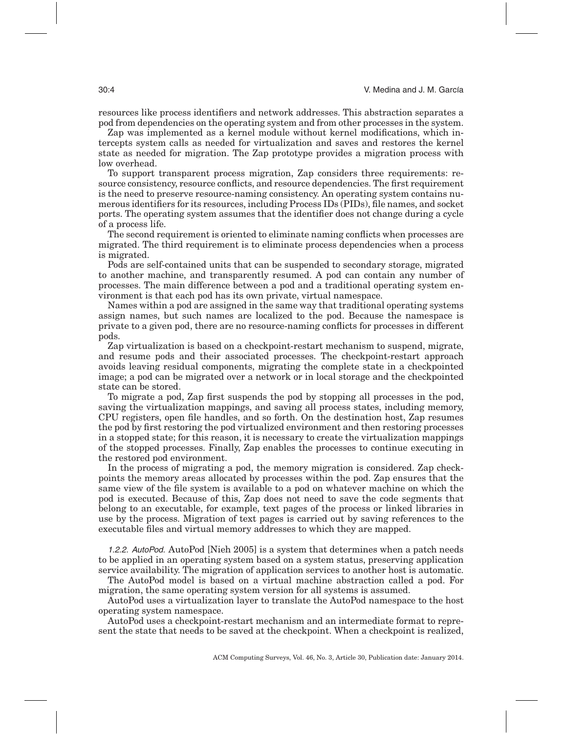resources like process identifiers and network addresses. This abstraction separates a pod from dependencies on the operating system and from other processes in the system.

Zap was implemented as a kernel module without kernel modifications, which intercepts system calls as needed for virtualization and saves and restores the kernel state as needed for migration. The Zap prototype provides a migration process with low overhead.

To support transparent process migration, Zap considers three requirements: resource consistency, resource conflicts, and resource dependencies. The first requirement is the need to preserve resource-naming consistency. An operating system contains numerous identifiers for its resources, including Process IDs (PIDs), file names, and socket ports. The operating system assumes that the identifier does not change during a cycle of a process life.

The second requirement is oriented to eliminate naming conflicts when processes are migrated. The third requirement is to eliminate process dependencies when a process is migrated.

Pods are self-contained units that can be suspended to secondary storage, migrated to another machine, and transparently resumed. A pod can contain any number of processes. The main difference between a pod and a traditional operating system environment is that each pod has its own private, virtual namespace.

Names within a pod are assigned in the same way that traditional operating systems assign names, but such names are localized to the pod. Because the namespace is private to a given pod, there are no resource-naming conflicts for processes in different pods.

Zap virtualization is based on a checkpoint-restart mechanism to suspend, migrate, and resume pods and their associated processes. The checkpoint-restart approach avoids leaving residual components, migrating the complete state in a checkpointed image; a pod can be migrated over a network or in local storage and the checkpointed state can be stored.

To migrate a pod, Zap first suspends the pod by stopping all processes in the pod, saving the virtualization mappings, and saving all process states, including memory, CPU registers, open file handles, and so forth. On the destination host, Zap resumes the pod by first restoring the pod virtualized environment and then restoring processes in a stopped state; for this reason, it is necessary to create the virtualization mappings of the stopped processes. Finally, Zap enables the processes to continue executing in the restored pod environment.

In the process of migrating a pod, the memory migration is considered. Zap checkpoints the memory areas allocated by processes within the pod. Zap ensures that the same view of the file system is available to a pod on whatever machine on which the pod is executed. Because of this, Zap does not need to save the code segments that belong to an executable, for example, text pages of the process or linked libraries in use by the process. Migration of text pages is carried out by saving references to the executable files and virtual memory addresses to which they are mapped.

*1.2.2. AutoPod.* AutoPod [Nieh 2005] is a system that determines when a patch needs to be applied in an operating system based on a system status, preserving application service availability. The migration of application services to another host is automatic.

The AutoPod model is based on a virtual machine abstraction called a pod. For migration, the same operating system version for all systems is assumed.

AutoPod uses a virtualization layer to translate the AutoPod namespace to the host operating system namespace.

AutoPod uses a checkpoint-restart mechanism and an intermediate format to represent the state that needs to be saved at the checkpoint. When a checkpoint is realized,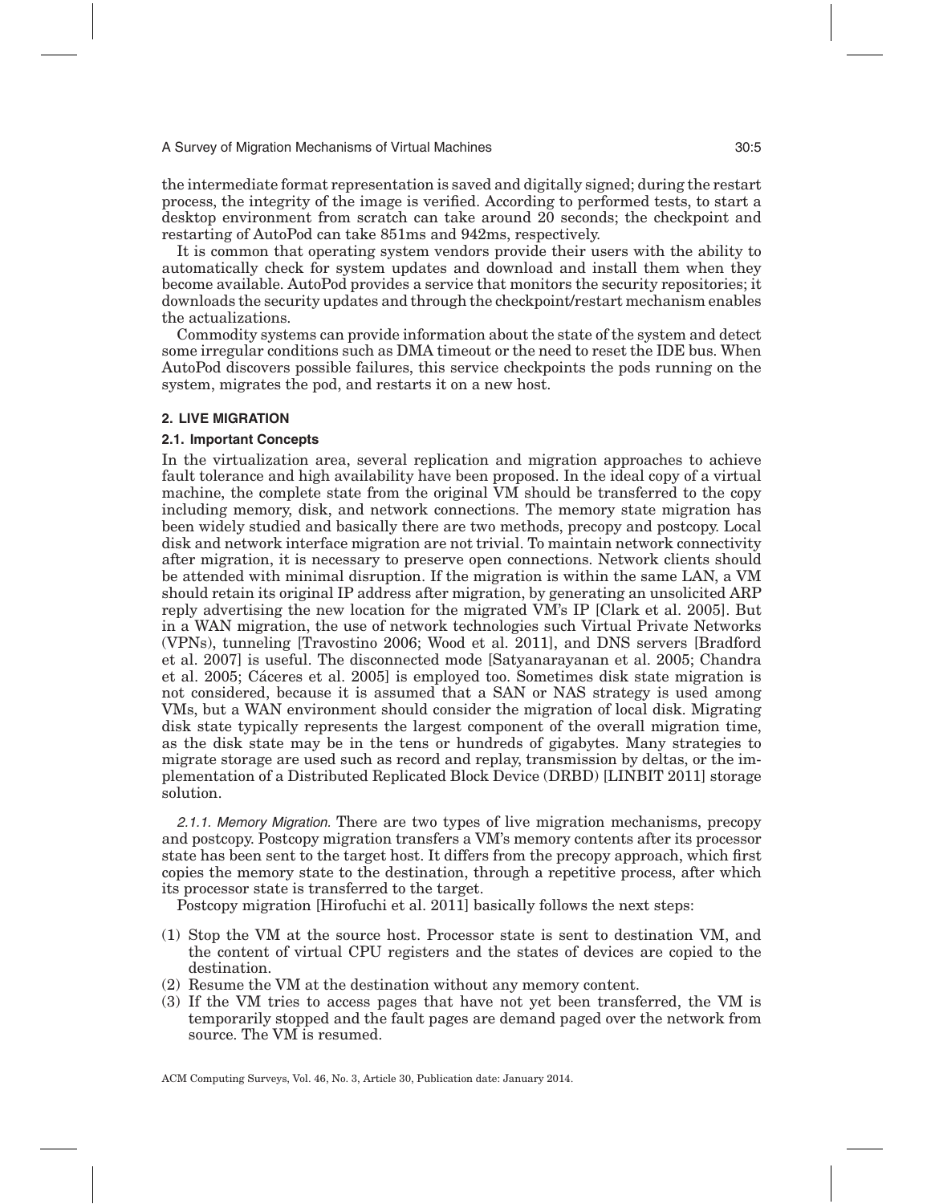the intermediate format representation is saved and digitally signed; during the restart process, the integrity of the image is verified. According to performed tests, to start a desktop environment from scratch can take around 20 seconds; the checkpoint and restarting of AutoPod can take 851ms and 942ms, respectively.

It is common that operating system vendors provide their users with the ability to automatically check for system updates and download and install them when they become available. AutoPod provides a service that monitors the security repositories; it downloads the security updates and through the checkpoint/restart mechanism enables the actualizations.

Commodity systems can provide information about the state of the system and detect some irregular conditions such as DMA timeout or the need to reset the IDE bus. When AutoPod discovers possible failures, this service checkpoints the pods running on the system, migrates the pod, and restarts it on a new host.

## 2. LIVE MIGRATION

### 2.1. Important Concepts

In the virtualization area, several replication and migration approaches to achieve fault tolerance and high availability have been proposed. In the ideal copy of a virtual machine, the complete state from the original VM should be transferred to the copy including memory, disk, and network connections. The memory state migration has been widely studied and basically there are two methods, precopy and postcopy. Local disk and network interface migration are not trivial. To maintain network connectivity after migration, it is necessary to preserve open connections. Network clients should be attended with minimal disruption. If the migration is within the same LAN, a VM should retain its original IP address after migration, by generating an unsolicited ARP reply advertising the new location for the migrated VM's IP [Clark et al. 2005]. But in a WAN migration, the use of network technologies such Virtual Private Networks (VPNs), tunneling [Travostino 2006; Wood et al. 2011], and DNS servers [Bradford et al. 2007] is useful. The disconnected mode [Satyanarayanan et al. 2005; Chandra et al. 2005; Cáceres et al. 2005] is employed too. Sometimes disk state migration is not considered, because it is assumed that a SAN or NAS strategy is used among VMs, but a WAN environment should consider the migration of local disk. Migrating disk state typically represents the largest component of the overall migration time, as the disk state may be in the tens or hundreds of gigabytes. Many strategies to migrate storage are used such as record and replay, transmission by deltas, or the implementation of a Distributed Replicated Block Device (DRBD) [LINBIT 2011] storage solution.

*2.1.1. Memory Migration.* There are two types of live migration mechanisms, precopy and postcopy. Postcopy migration transfers a VM's memory contents after its processor state has been sent to the target host. It differs from the precopy approach, which first copies the memory state to the destination, through a repetitive process, after which its processor state is transferred to the target.

Postcopy migration [Hirofuchi et al. 2011] basically follows the next steps:

(1) Stop the VM at the source host. Processor state is sent to destination VM, and the content of virtual CPU registers and the states of devices are copied to the destination.
(2) Resume the VM at the destination without any memory content.
(3) If the VM tries to access pages that have not yet been transferred, the VM is temporarily stopped and the fault pages are demand paged over the network from source. The VM is resumed.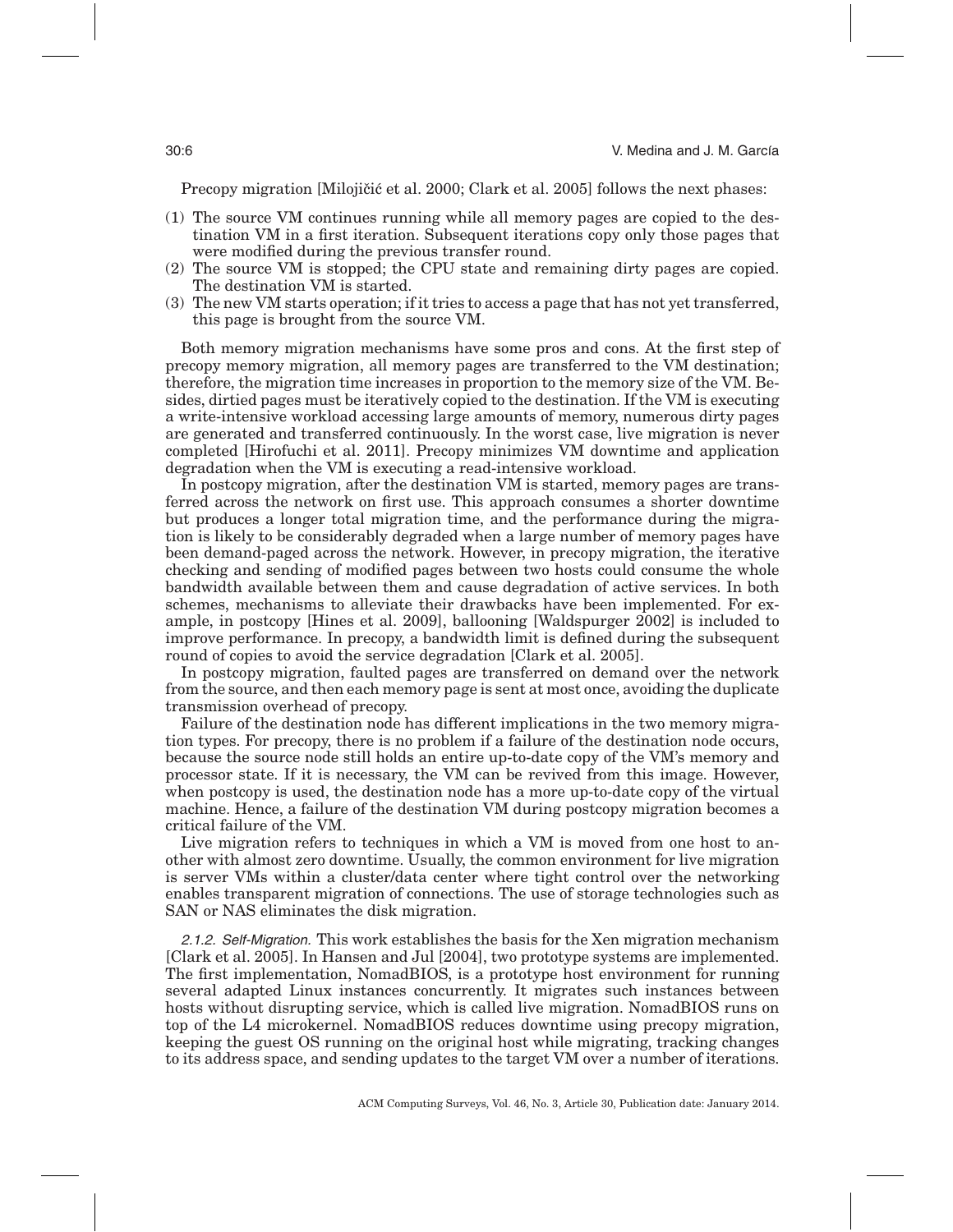Precopy migration [Milojičić et al. 2000; Clark et al. 2005] follows the next phases:

(1) The source VM continues running while all memory pages are copied to the destination VM in a first iteration. Subsequent iterations copy only those pages that were modified during the previous transfer round.
(2) The source VM is stopped; the CPU state and remaining dirty pages are copied. The destination VM is started.
(3) The new VM starts operation; if it tries to access a page that has not yet transferred, this page is brought from the source VM.

Both memory migration mechanisms have some pros and cons. At the first step of precopy memory migration, all memory pages are transferred to the VM destination; therefore, the migration time increases in proportion to the memory size of the VM. Besides, dirtied pages must be iteratively copied to the destination. If the VM is executing a write-intensive workload accessing large amounts of memory, numerous dirty pages are generated and transferred continuously. In the worst case, live migration is never completed [Hirofuchi et al. 2011]. Precopy minimizes VM downtime and application degradation when the VM is executing a read-intensive workload.

In postcopy migration, after the destination VM is started, memory pages are transferred across the network on first use. This approach consumes a shorter downtime but produces a longer total migration time, and the performance during the migration is likely to be considerably degraded when a large number of memory pages have been demand-paged across the network. However, in precopy migration, the iterative checking and sending of modified pages between two hosts could consume the whole bandwidth available between them and cause degradation of active services. In both schemes, mechanisms to alleviate their drawbacks have been implemented. For example, in postcopy [Hines et al. 2009], ballooning [Waldspurger 2002] is included to improve performance. In precopy, a bandwidth limit is defined during the subsequent round of copies to avoid the service degradation [Clark et al. 2005].

In postcopy migration, faulted pages are transferred on demand over the network from the source, and then each memory page is sent at most once, avoiding the duplicate transmission overhead of precopy.

Failure of the destination node has different implications in the two memory migration types. For precopy, there is no problem if a failure of the destination node occurs, because the source node still holds an entire up-to-date copy of the VM's memory and processor state. If it is necessary, the VM can be revived from this image. However, when postcopy is used, the destination node has a more up-to-date copy of the virtual machine. Hence, a failure of the destination VM during postcopy migration becomes a critical failure of the VM.

Live migration refers to techniques in which a VM is moved from one host to another with almost zero downtime. Usually, the common environment for live migration is server VMs within a cluster/data center where tight control over the networking enables transparent migration of connections. The use of storage technologies such as SAN or NAS eliminates the disk migration.

*2.1.2. Self-Migration.* This work establishes the basis for the Xen migration mechanism [Clark et al. 2005]. In Hansen and Jul [2004], two prototype systems are implemented. The first implementation, NomadBIOS, is a prototype host environment for running several adapted Linux instances concurrently. It migrates such instances between hosts without disrupting service, which is called live migration. NomadBIOS runs on top of the L4 microkernel. NomadBIOS reduces downtime using precopy migration, keeping the guest OS running on the original host while migrating, tracking changes to its address space, and sending updates to the target VM over a number of iterations.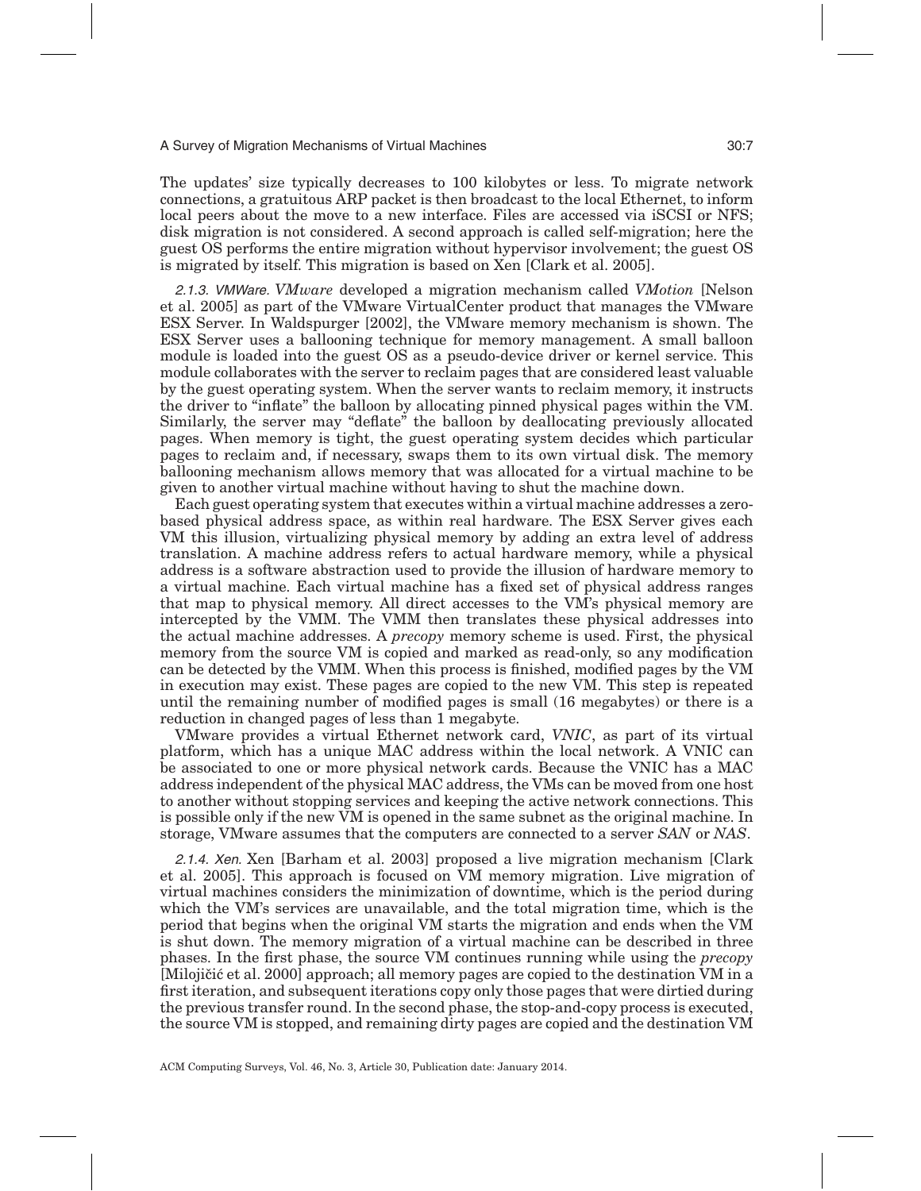The updates' size typically decreases to 100 kilobytes or less. To migrate network connections, a gratuitous ARP packet is then broadcast to the local Ethernet, to inform local peers about the move to a new interface. Files are accessed via iSCSI or NFS; disk migration is not considered. A second approach is called self-migration; here the guest OS performs the entire migration without hypervisor involvement; the guest OS is migrated by itself. This migration is based on Xen [Clark et al. 2005].

*2.1.3. VMWare.* *VMware* developed a migration mechanism called *VMotion* [Nelson et al. 2005] as part of the VMware VirtualCenter product that manages the VMware ESX Server. In Waldspurger [2002], the VMware memory mechanism is shown. The ESX Server uses a ballooning technique for memory management. A small balloon module is loaded into the guest OS as a pseudo-device driver or kernel service. This module collaborates with the server to reclaim pages that are considered least valuable by the guest operating system. When the server wants to reclaim memory, it instructs the driver to "inflate" the balloon by allocating pinned physical pages within the VM. Similarly, the server may "deflate" the balloon by deallocating previously allocated pages. When memory is tight, the guest operating system decides which particular pages to reclaim and, if necessary, swaps them to its own virtual disk. The memory ballooning mechanism allows memory that was allocated for a virtual machine to be given to another virtual machine without having to shut the machine down.

Each guest operating system that executes within a virtual machine addresses a zero-based physical address space, as within real hardware. The ESX Server gives each VM this illusion, virtualizing physical memory by adding an extra level of address translation. A machine address refers to actual hardware memory, while a physical address is a software abstraction used to provide the illusion of hardware memory to a virtual machine. Each virtual machine has a fixed set of physical address ranges that map to physical memory. All direct accesses to the VM's physical memory are intercepted by the VMM. The VMM then translates these physical addresses into the actual machine addresses. A *precopy* memory scheme is used. First, the physical memory from the source VM is copied and marked as read-only, so any modification can be detected by the VMM. When this process is finished, modified pages by the VM in execution may exist. These pages are copied to the new VM. This step is repeated until the remaining number of modified pages is small (16 megabytes) or there is a reduction in changed pages of less than 1 megabyte.

VMware provides a virtual Ethernet network card, *VNIC*, as part of its virtual platform, which has a unique MAC address within the local network. A VNIC can be associated to one or more physical network cards. Because the VNIC has a MAC address independent of the physical MAC address, the VMs can be moved from one host to another without stopping services and keeping the active network connections. This is possible only if the new VM is opened in the same subnet as the original machine. In storage, VMware assumes that the computers are connected to a server *SAN* or *NAS*.

*2.1.4. Xen.* Xen [Barham et al. 2003] proposed a live migration mechanism [Clark et al. 2005]. This approach is focused on VM memory migration. Live migration of virtual machines considers the minimization of downtime, which is the period during which the VM's services are unavailable, and the total migration time, which is the period that begins when the original VM starts the migration and ends when the VM is shut down. The memory migration of a virtual machine can be described in three phases. In the first phase, the source VM continues running while using the *precopy* [Milojičić et al. 2000] approach; all memory pages are copied to the destination VM in a first iteration, and subsequent iterations copy only those pages that were dirtied during the previous transfer round. In the second phase, the stop-and-copy process is executed, the source VM is stopped, and remaining dirty pages are copied and the destination VM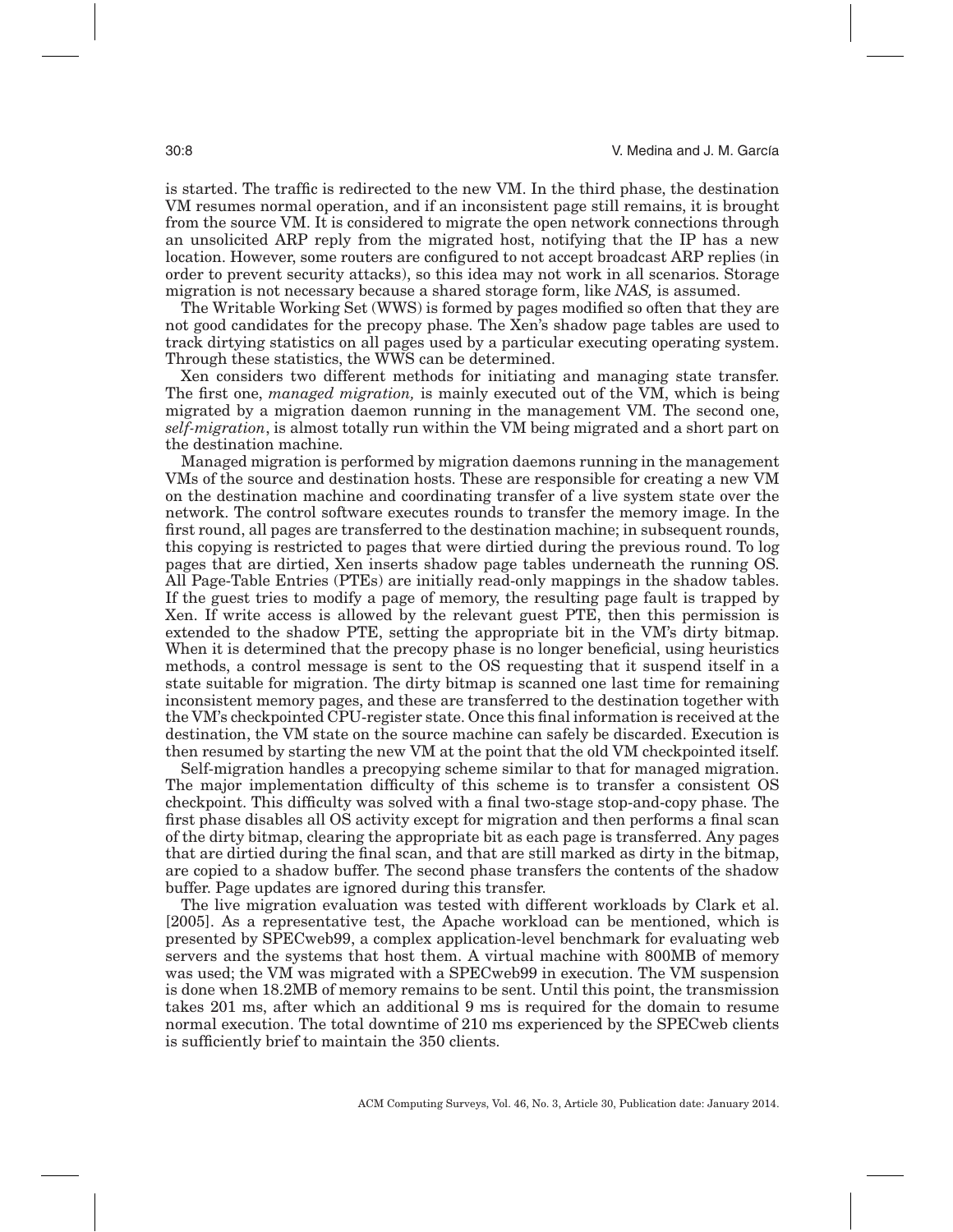is started. The traffic is redirected to the new VM. In the third phase, the destination VM resumes normal operation, and if an inconsistent page still remains, it is brought from the source VM. It is considered to migrate the open network connections through an unsolicited ARP reply from the migrated host, notifying that the IP has a new location. However, some routers are configured to not accept broadcast ARP replies (in order to prevent security attacks), so this idea may not work in all scenarios. Storage migration is not necessary because a shared storage form, like *NAS,* is assumed.

The Writable Working Set (WWS) is formed by pages modified so often that they are not good candidates for the precopy phase. The Xen's shadow page tables are used to track dirtying statistics on all pages used by a particular executing operating system. Through these statistics, the WWS can be determined.

Xen considers two different methods for initiating and managing state transfer. The first one, *managed migration,* is mainly executed out of the VM, which is being migrated by a migration daemon running in the management VM. The second one, *self-migration*, is almost totally run within the VM being migrated and a short part on the destination machine.

Managed migration is performed by migration daemons running in the management VMs of the source and destination hosts. These are responsible for creating a new VM on the destination machine and coordinating transfer of a live system state over the network. The control software executes rounds to transfer the memory image. In the first round, all pages are transferred to the destination machine; in subsequent rounds, this copying is restricted to pages that were dirtied during the previous round. To log pages that are dirtied, Xen inserts shadow page tables underneath the running OS. All Page-Table Entries (PTEs) are initially read-only mappings in the shadow tables. If the guest tries to modify a page of memory, the resulting page fault is trapped by Xen. If write access is allowed by the relevant guest PTE, then this permission is extended to the shadow PTE, setting the appropriate bit in the VM's dirty bitmap. When it is determined that the precopy phase is no longer beneficial, using heuristics methods, a control message is sent to the OS requesting that it suspend itself in a state suitable for migration. The dirty bitmap is scanned one last time for remaining inconsistent memory pages, and these are transferred to the destination together with the VM's checkpointed CPU-register state. Once this final information is received at the destination, the VM state on the source machine can safely be discarded. Execution is then resumed by starting the new VM at the point that the old VM checkpointed itself.

Self-migration handles a precopying scheme similar to that for managed migration. The major implementation difficulty of this scheme is to transfer a consistent OS checkpoint. This difficulty was solved with a final two-stage stop-and-copy phase. The first phase disables all OS activity except for migration and then performs a final scan of the dirty bitmap, clearing the appropriate bit as each page is transferred. Any pages that are dirtied during the final scan, and that are still marked as dirty in the bitmap, are copied to a shadow buffer. The second phase transfers the contents of the shadow buffer. Page updates are ignored during this transfer.

The live migration evaluation was tested with different workloads by Clark et al. [2005]. As a representative test, the Apache workload can be mentioned, which is presented by SPECweb99, a complex application-level benchmark for evaluating web servers and the systems that host them. A virtual machine with 800MB of memory was used; the VM was migrated with a SPECweb99 in execution. The VM suspension is done when 18.2MB of memory remains to be sent. Until this point, the transmission takes 201 ms, after which an additional 9 ms is required for the domain to resume normal execution. The total downtime of 210 ms experienced by the SPECweb clients is sufficiently brief to maintain the 350 clients.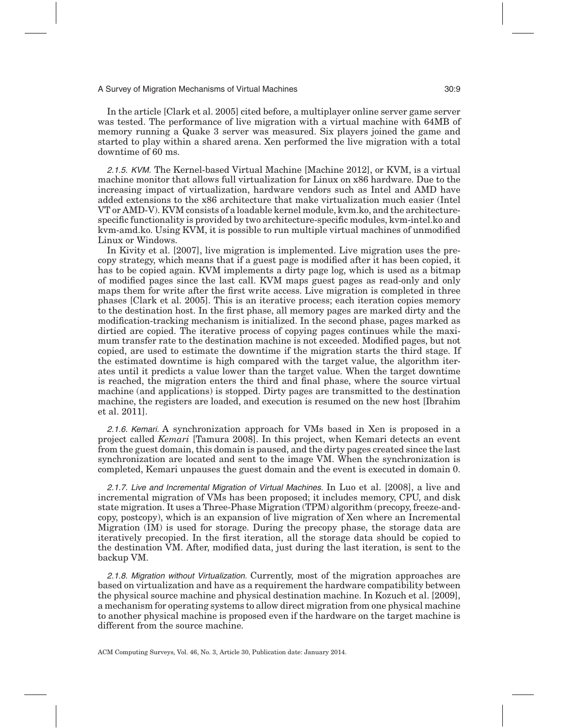In the article [Clark et al. 2005] cited before, a multiplayer online server game server was tested. The performance of live migration with a virtual machine with 64MB of memory running a Quake 3 server was measured. Six players joined the game and started to play within a shared arena. Xen performed the live migration with a total downtime of 60 ms.

#### 2.1.5. KVM.

The Kernel-based Virtual Machine [Machine 2012], or KVM, is a virtual machine monitor that allows full virtualization for Linux on x86 hardware. Due to the increasing impact of virtualization, hardware vendors such as Intel and AMD have added extensions to the x86 architecture that make virtualization much easier (Intel VT or AMD-V). KVM consists of a loadable kernel module, kvm.ko, and the architecture-specific functionality is provided by two architecture-specific modules, kvm-intel.ko and kvm-amd.ko. Using KVM, it is possible to run multiple virtual machines of unmodified Linux or Windows.

In Kivity et al. [2007], live migration is implemented. Live migration uses the pre-copy strategy, which means that if a guest page is modified after it has been copied, it has to be copied again. KVM implements a dirty page log, which is used as a bitmap of modified pages since the last call. KVM maps guest pages as read-only and only maps them for write after the first write access. Live migration is completed in three phases [Clark et al. 2005]. This is an iterative process; each iteration copies memory to the destination host. In the first phase, all memory pages are marked dirty and the modification-tracking mechanism is initialized. In the second phase, pages marked as dirtied are copied. The iterative process of copying pages continues while the maximum transfer rate to the destination machine is not exceeded. Modified pages, but not copied, are used to estimate the downtime if the migration starts the third stage. If the estimated downtime is high compared with the target value, the algorithm iterates until it predicts a value lower than the target value. When the target downtime is reached, the migration enters the third and final phase, where the source virtual machine (and applications) is stopped. Dirty pages are transmitted to the destination machine, the registers are loaded, and execution is resumed on the new host [Ibrahim et al. 2011].

#### 2.1.6. Kemari.

A synchronization approach for VMs based in Xen is proposed in a project called *Kemari* [Tamura 2008]. In this project, when Kemari detects an event from the guest domain, this domain is paused, and the dirty pages created since the last synchronization are located and sent to the image VM. When the synchronization is completed, Kemari unpauses the guest domain and the event is executed in domain 0.

#### 2.1.7. Live and Incremental Migration of Virtual Machines.

In Luo et al. [2008], a live and incremental migration of VMs has been proposed; it includes memory, CPU, and disk state migration. It uses a Three-Phase Migration (TPM) algorithm (precopy, freeze-and-copy, postcopy), which is an expansion of live migration of Xen where an Incremental Migration (IM) is used for storage. During the precopy phase, the storage data are iteratively precopied. In the first iteration, all the storage data should be copied to the destination VM. After, modified data, just during the last iteration, is sent to the backup VM.

#### 2.1.8. Migration without Virtualization.

Currently, most of the migration approaches are based on virtualization and have as a requirement the hardware compatibility between the physical source machine and physical destination machine. In Kozuch et al. [2009], a mechanism for operating systems to allow direct migration from one physical machine to another physical machine is proposed even if the hardware on the target machine is different from the source machine.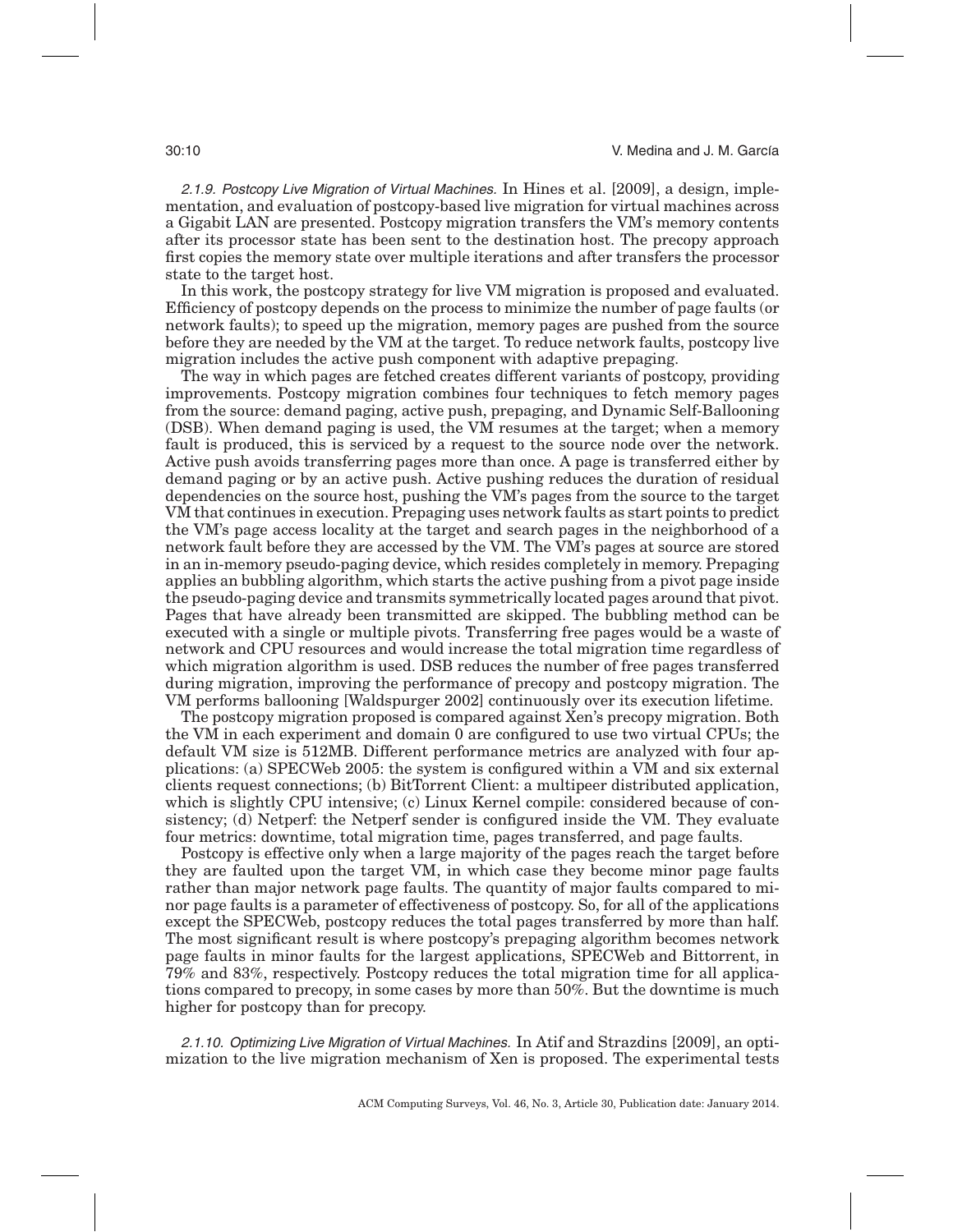*2.1.9. Postcopy Live Migration of Virtual Machines.* In Hines et al. [2009], a design, implementation, and evaluation of postcopy-based live migration for virtual machines across a Gigabit LAN are presented. Postcopy migration transfers the VM's memory contents after its processor state has been sent to the destination host. The precopy approach first copies the memory state over multiple iterations and after transfers the processor state to the target host.

In this work, the postcopy strategy for live VM migration is proposed and evaluated. Efficiency of postcopy depends on the process to minimize the number of page faults (or network faults); to speed up the migration, memory pages are pushed from the source before they are needed by the VM at the target. To reduce network faults, postcopy live migration includes the active push component with adaptive prepaging.

The way in which pages are fetched creates different variants of postcopy, providing improvements. Postcopy migration combines four techniques to fetch memory pages from the source: demand paging, active push, prepaging, and Dynamic Self-Ballooning (DSB). When demand paging is used, the VM resumes at the target; when a memory fault is produced, this is serviced by a request to the source node over the network. Active push avoids transferring pages more than once. A page is transferred either by demand paging or by an active push. Active pushing reduces the duration of residual dependencies on the source host, pushing the VM's pages from the source to the target VM that continues in execution. Prepaging uses network faults as start points to predict the VM's page access locality at the target and search pages in the neighborhood of a network fault before they are accessed by the VM. The VM's pages at source are stored in an in-memory pseudo-paging device, which resides completely in memory. Prepaging applies an bubbling algorithm, which starts the active pushing from a pivot page inside the pseudo-paging device and transmits symmetrically located pages around that pivot. Pages that have already been transmitted are skipped. The bubbling method can be executed with a single or multiple pivots. Transferring free pages would be a waste of network and CPU resources and would increase the total migration time regardless of which migration algorithm is used. DSB reduces the number of free pages transferred during migration, improving the performance of precopy and postcopy migration. The VM performs ballooning [Waldspurger 2002] continuously over its execution lifetime.

The postcopy migration proposed is compared against Xen's precopy migration. Both the VM in each experiment and domain 0 are configured to use two virtual CPUs; the default VM size is 512MB. Different performance metrics are analyzed with four applications: (a) SPECWeb 2005: the system is configured within a VM and six external clients request connections; (b) BitTorrent Client: a multipeer distributed application, which is slightly CPU intensive; (c) Linux Kernel compile: considered because of consistency; (d) Netperf: the Netperf sender is configured inside the VM. They evaluate four metrics: downtime, total migration time, pages transferred, and page faults.

Postcopy is effective only when a large majority of the pages reach the target before they are faulted upon the target VM, in which case they become minor page faults rather than major network page faults. The quantity of major faults compared to minor page faults is a parameter of effectiveness of postcopy. So, for all of the applications except the SPECWeb, postcopy reduces the total pages transferred by more than half. The most significant result is where postcopy's prepaging algorithm becomes network page faults in minor faults for the largest applications, SPECWeb and Bittorrent, in 79% and 83%, respectively. Postcopy reduces the total migration time for all applications compared to precopy, in some cases by more than 50%. But the downtime is much higher for postcopy than for precopy.

*2.1.10. Optimizing Live Migration of Virtual Machines.* In Atif and Strazdins [2009], an optimization to the live migration mechanism of Xen is proposed. The experimental tests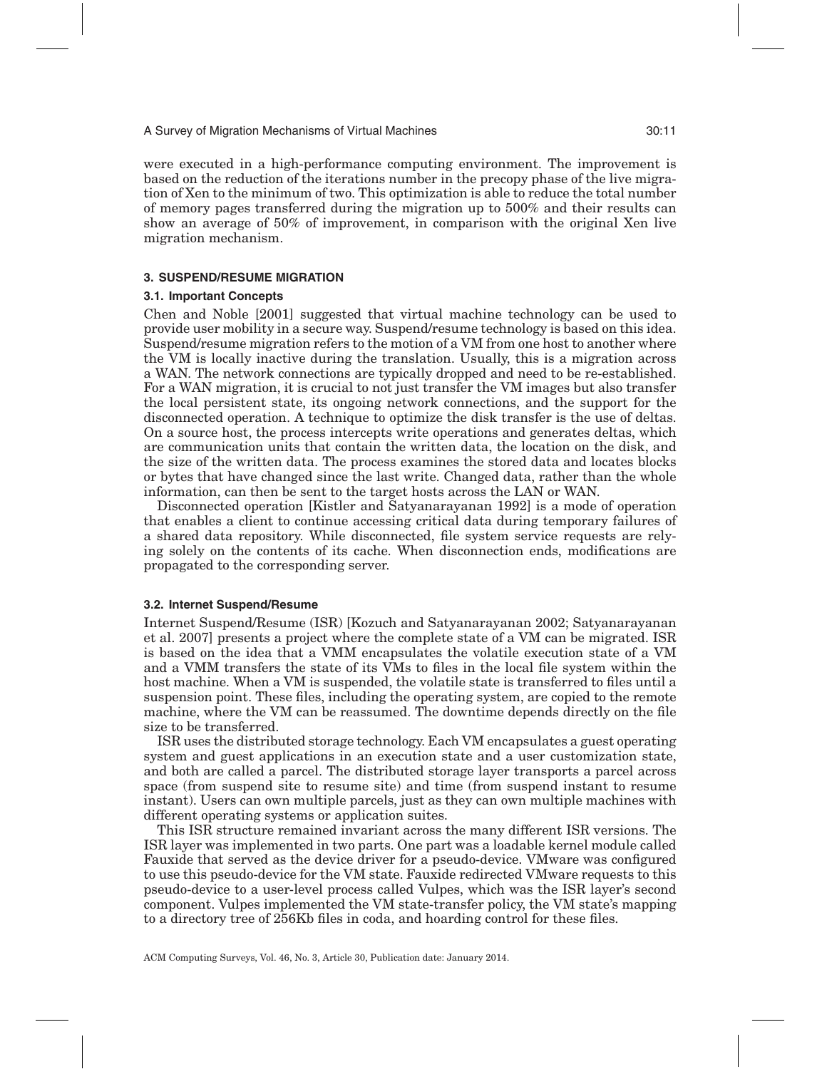were executed in a high-performance computing environment. The improvement is based on the reduction of the iterations number in the precopy phase of the live migration of Xen to the minimum of two. This optimization is able to reduce the total number of memory pages transferred during the migration up to 500% and their results can show an average of 50% of improvement, in comparison with the original Xen live migration mechanism.

## 3. SUSPEND/RESUME MIGRATION

### 3.1. Important Concepts

Chen and Noble [2001] suggested that virtual machine technology can be used to provide user mobility in a secure way. Suspend/resume technology is based on this idea. Suspend/resume migration refers to the motion of a VM from one host to another where the VM is locally inactive during the translation. Usually, this is a migration across a WAN. The network connections are typically dropped and need to be re-established. For a WAN migration, it is crucial to not just transfer the VM images but also transfer the local persistent state, its ongoing network connections, and the support for the disconnected operation. A technique to optimize the disk transfer is the use of deltas. On a source host, the process intercepts write operations and generates deltas, which are communication units that contain the written data, the location on the disk, and the size of the written data. The process examines the stored data and locates blocks or bytes that have changed since the last write. Changed data, rather than the whole information, can then be sent to the target hosts across the LAN or WAN.

Disconnected operation [Kistler and Satyanarayanan 1992] is a mode of operation that enables a client to continue accessing critical data during temporary failures of a shared data repository. While disconnected, file system service requests are relying solely on the contents of its cache. When disconnection ends, modifications are propagated to the corresponding server.

### 3.2. Internet Suspend/Resume

Internet Suspend/Resume (ISR) [Kozuch and Satyanarayanan 2002; Satyanarayanan et al. 2007] presents a project where the complete state of a VM can be migrated. ISR is based on the idea that a VMM encapsulates the volatile execution state of a VM and a VMM transfers the state of its VMs to files in the local file system within the host machine. When a VM is suspended, the volatile state is transferred to files until a suspension point. These files, including the operating system, are copied to the remote machine, where the VM can be reassumed. The downtime depends directly on the file size to be transferred.

ISR uses the distributed storage technology. Each VM encapsulates a guest operating system and guest applications in an execution state and a user customization state, and both are called a parcel. The distributed storage layer transports a parcel across space (from suspend site to resume site) and time (from suspend instant to resume instant). Users can own multiple parcels, just as they can own multiple machines with different operating systems or application suites.

This ISR structure remained invariant across the many different ISR versions. The ISR layer was implemented in two parts. One part was a loadable kernel module called Fauxide that served as the device driver for a pseudo-device. VMware was configured to use this pseudo-device for the VM state. Fauxide redirected VMware requests to this pseudo-device to a user-level process called Vulpes, which was the ISR layer's second component. Vulpes implemented the VM state-transfer policy, the VM state's mapping to a directory tree of 256Kb files in coda, and hoarding control for these files.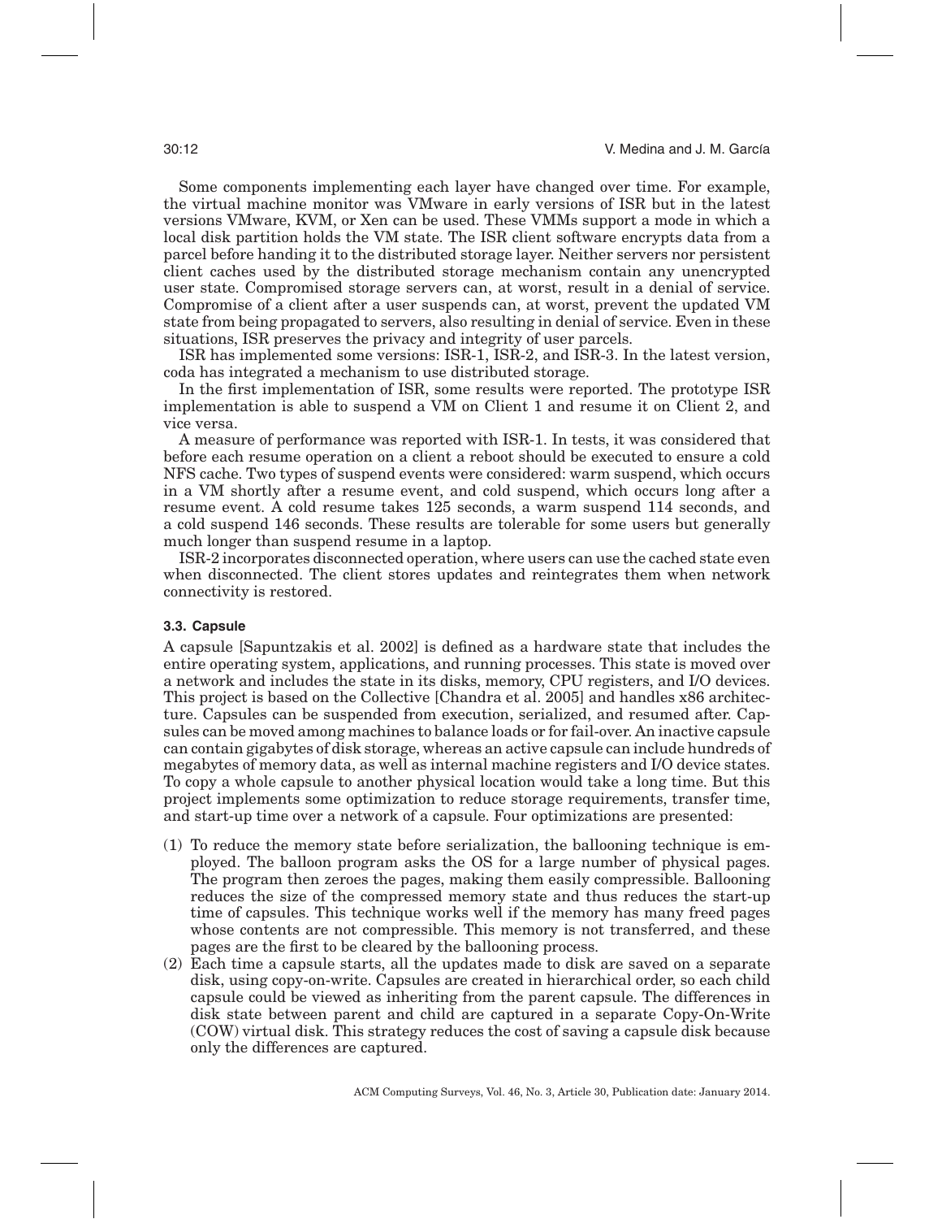Some components implementing each layer have changed over time. For example, the virtual machine monitor was VMware in early versions of ISR but in the latest versions VMware, KVM, or Xen can be used. These VMMs support a mode in which a local disk partition holds the VM state. The ISR client software encrypts data from a parcel before handing it to the distributed storage layer. Neither servers nor persistent client caches used by the distributed storage mechanism contain any unencrypted user state. Compromised storage servers can, at worst, result in a denial of service. Compromise of a client after a user suspends can, at worst, prevent the updated VM state from being propagated to servers, also resulting in denial of service. Even in these situations, ISR preserves the privacy and integrity of user parcels.

ISR has implemented some versions: ISR-1, ISR-2, and ISR-3. In the latest version, coda has integrated a mechanism to use distributed storage.

In the first implementation of ISR, some results were reported. The prototype ISR implementation is able to suspend a VM on Client 1 and resume it on Client 2, and vice versa.

A measure of performance was reported with ISR-1. In tests, it was considered that before each resume operation on a client a reboot should be executed to ensure a cold NFS cache. Two types of suspend events were considered: warm suspend, which occurs in a VM shortly after a resume event, and cold suspend, which occurs long after a resume event. A cold resume takes 125 seconds, a warm suspend 114 seconds, and a cold suspend 146 seconds. These results are tolerable for some users but generally much longer than suspend resume in a laptop.

ISR-2 incorporates disconnected operation, where users can use the cached state even when disconnected. The client stores updates and reintegrates them when network connectivity is restored.

### 3.3. Capsule

A capsule [Sapuntzakis et al. 2002] is defined as a hardware state that includes the entire operating system, applications, and running processes. This state is moved over a network and includes the state in its disks, memory, CPU registers, and I/O devices. This project is based on the Collective [Chandra et al. 2005] and handles x86 architecture. Capsules can be suspended from execution, serialized, and resumed after. Capsules can be moved among machines to balance loads or for fail-over. An inactive capsule can contain gigabytes of disk storage, whereas an active capsule can include hundreds of megabytes of memory data, as well as internal machine registers and I/O device states. To copy a whole capsule to another physical location would take a long time. But this project implements some optimization to reduce storage requirements, transfer time, and start-up time over a network of a capsule. Four optimizations are presented:

(1) To reduce the memory state before serialization, the ballooning technique is employed. The balloon program asks the OS for a large number of physical pages. The program then zeroes the pages, making them easily compressible. Ballooning reduces the size of the compressed memory state and thus reduces the start-up time of capsules. This technique works well if the memory has many freed pages whose contents are not compressible. This memory is not transferred, and these pages are the first to be cleared by the ballooning process.

(2) Each time a capsule starts, all the updates made to disk are saved on a separate disk, using copy-on-write. Capsules are created in hierarchical order, so each child capsule could be viewed as inheriting from the parent capsule. The differences in disk state between parent and child are captured in a separate Copy-On-Write (COW) virtual disk. This strategy reduces the cost of saving a capsule disk because only the differences are captured.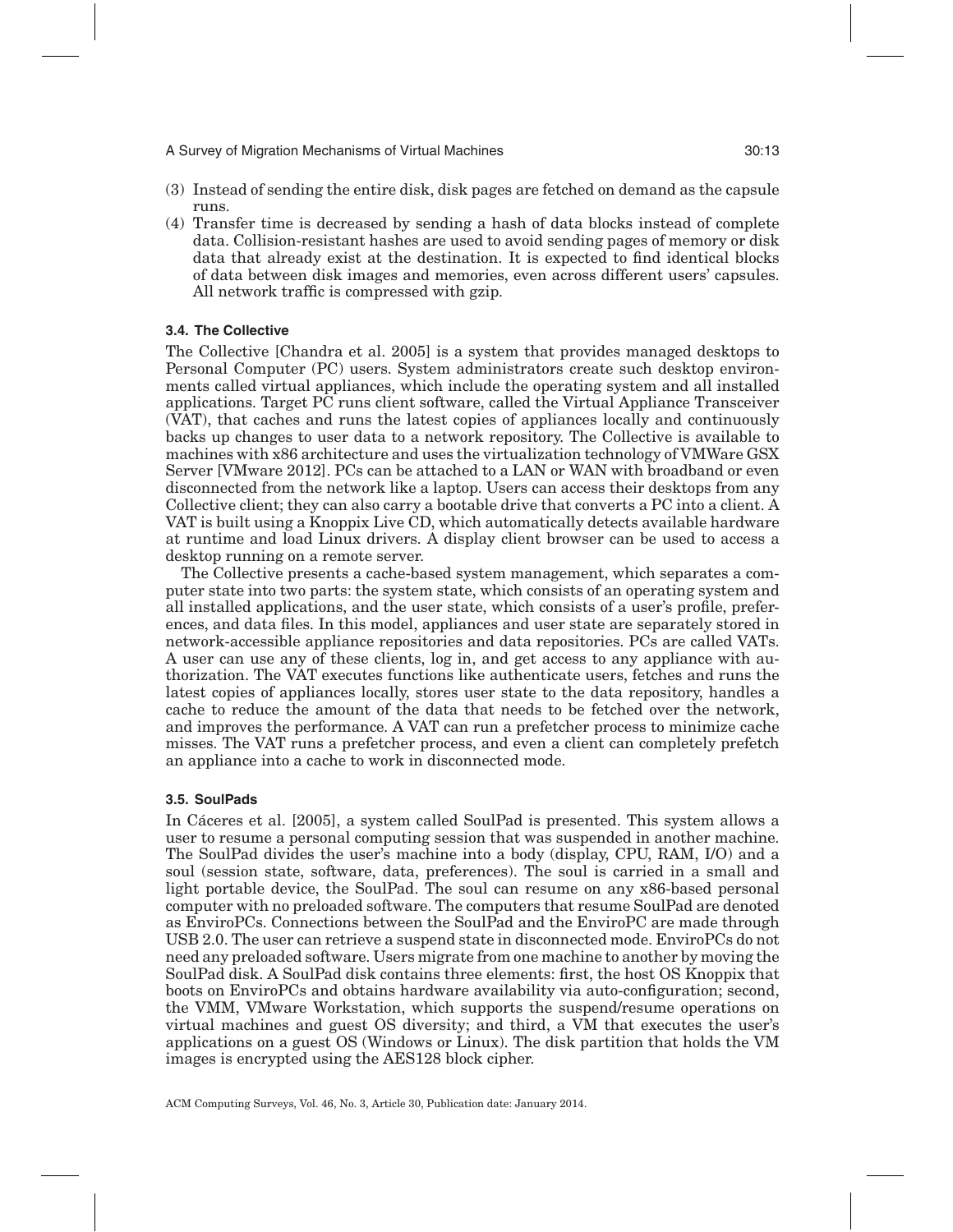(3) Instead of sending the entire disk, disk pages are fetched on demand as the capsule runs.

(4) Transfer time is decreased by sending a hash of data blocks instead of complete data. Collision-resistant hashes are used to avoid sending pages of memory or disk data that already exist at the destination. It is expected to find identical blocks of data between disk images and memories, even across different users' capsules. All network traffic is compressed with gzip.

### 3.4. The Collective

The Collective [Chandra et al. 2005] is a system that provides managed desktops to Personal Computer (PC) users. System administrators create such desktop environments called virtual appliances, which include the operating system and all installed applications. Target PC runs client software, called the Virtual Appliance Transceiver (VAT), that caches and runs the latest copies of appliances locally and continuously backs up changes to user data to a network repository. The Collective is available to machines with x86 architecture and uses the virtualization technology of VMWare GSX Server [VMware 2012]. PCs can be attached to a LAN or WAN with broadband or even disconnected from the network like a laptop. Users can access their desktops from any Collective client; they can also carry a bootable drive that converts a PC into a client. A VAT is built using a Knoppix Live CD, which automatically detects available hardware at runtime and load Linux drivers. A display client browser can be used to access a desktop running on a remote server.

The Collective presents a cache-based system management, which separates a computer state into two parts: the system state, which consists of an operating system and all installed applications, and the user state, which consists of a user's profile, preferences, and data files. In this model, appliances and user state are separately stored in network-accessible appliance repositories and data repositories. PCs are called VATs. A user can use any of these clients, log in, and get access to any appliance with authorization. The VAT executes functions like authenticate users, fetches and runs the latest copies of appliances locally, stores user state to the data repository, handles a cache to reduce the amount of the data that needs to be fetched over the network, and improves the performance. A VAT can run a prefetcher process to minimize cache misses. The VAT runs a prefetcher process, and even a client can completely prefetch an appliance into a cache to work in disconnected mode.

### 3.5. SoulPads

In Cáceres et al. [2005], a system called SoulPad is presented. This system allows a user to resume a personal computing session that was suspended in another machine. The SoulPad divides the user's machine into a body (display, CPU, RAM, I/O) and a soul (session state, software, data, preferences). The soul is carried in a small and light portable device, the SoulPad. The soul can resume on any x86-based personal computer with no preloaded software. The computers that resume SoulPad are denoted as EnviroPCs. Connections between the SoulPad and the EnviroPC are made through USB 2.0. The user can retrieve a suspend state in disconnected mode. EnviroPCs do not need any preloaded software. Users migrate from one machine to another by moving the SoulPad disk. A SoulPad disk contains three elements: first, the host OS Knoppix that boots on EnviroPCs and obtains hardware availability via auto-configuration; second, the VMM, VMware Workstation, which supports the suspend/resume operations on virtual machines and guest OS diversity; and third, a VM that executes the user's applications on a guest OS (Windows or Linux). The disk partition that holds the VM images is encrypted using the AES128 block cipher.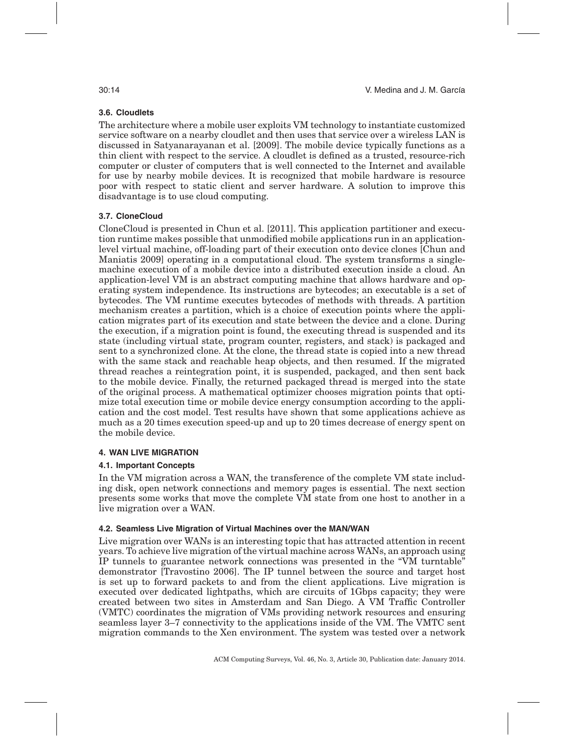### 3.6. Cloudlets

The architecture where a mobile user exploits VM technology to instantiate customized service software on a nearby cloudlet and then uses that service over a wireless LAN is discussed in Satyanarayanan et al. [2009]. The mobile device typically functions as a thin client with respect to the service. A cloudlet is defined as a trusted, resource-rich computer or cluster of computers that is well connected to the Internet and available for use by nearby mobile devices. It is recognized that mobile hardware is resource poor with respect to static client and server hardware. A solution to improve this disadvantage is to use cloud computing.

### 3.7. CloneCloud

CloneCloud is presented in Chun et al. [2011]. This application partitioner and execution runtime makes possible that unmodified mobile applications run in an application-level virtual machine, off-loading part of their execution onto device clones [Chun and Maniatis 2009] operating in a computational cloud. The system transforms a single-machine execution of a mobile device into a distributed execution inside a cloud. An application-level VM is an abstract computing machine that allows hardware and operating system independence. Its instructions are bytecodes; an executable is a set of bytecodes. The VM runtime executes bytecodes of methods with threads. A partition mechanism creates a partition, which is a choice of execution points where the application migrates part of its execution and state between the device and a clone. During the execution, if a migration point is found, the executing thread is suspended and its state (including virtual state, program counter, registers, and stack) is packaged and sent to a synchronized clone. At the clone, the thread state is copied into a new thread with the same stack and reachable heap objects, and then resumed. If the migrated thread reaches a reintegration point, it is suspended, packaged, and then sent back to the mobile device. Finally, the returned packaged thread is merged into the state of the original process. A mathematical optimizer chooses migration points that optimize total execution time or mobile device energy consumption according to the application and the cost model. Test results have shown that some applications achieve as much as a 20 times execution speed-up and up to 20 times decrease of energy spent on the mobile device.

## 4. WAN LIVE MIGRATION

### 4.1. Important Concepts

In the VM migration across a WAN, the transference of the complete VM state including disk, open network connections and memory pages is essential. The next section presents some works that move the complete VM state from one host to another in a live migration over a WAN.

### 4.2. Seamless Live Migration of Virtual Machines over the MAN/WAN

Live migration over WANs is an interesting topic that has attracted attention in recent years. To achieve live migration of the virtual machine across WANs, an approach using IP tunnels to guarantee network connections was presented in the "VM turntable" demonstrator [Travostino 2006]. The IP tunnel between the source and target host is set up to forward packets to and from the client applications. Live migration is executed over dedicated lightpaths, which are circuits of 1Gbps capacity; they were created between two sites in Amsterdam and San Diego. A VM Traffic Controller (VMTC) coordinates the migration of VMs providing network resources and ensuring seamless layer 3–7 connectivity to the applications inside of the VM. The VMTC sent migration commands to the Xen environment. The system was tested over a network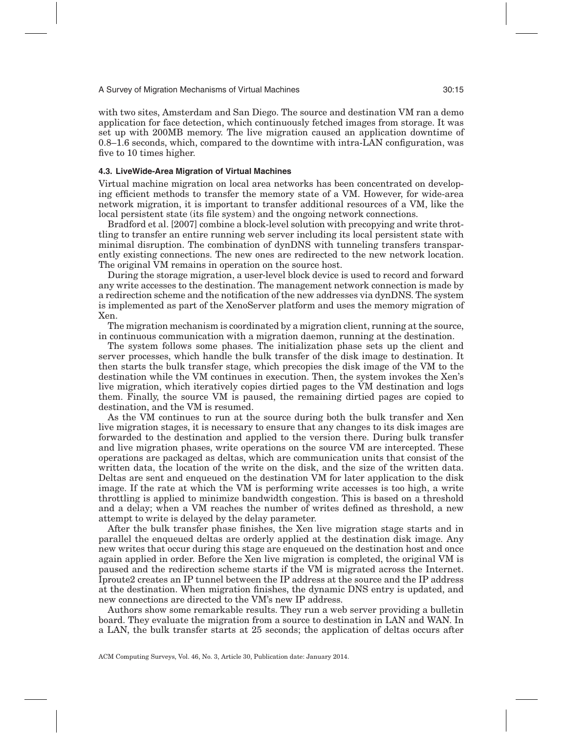with two sites, Amsterdam and San Diego. The source and destination VM ran a demo application for face detection, which continuously fetched images from storage. It was set up with 200MB memory. The live migration caused an application downtime of 0.8–1.6 seconds, which, compared to the downtime with intra-LAN configuration, was five to 10 times higher.

### 4.3. LiveWide-Area Migration of Virtual Machines

Virtual machine migration on local area networks has been concentrated on developing efficient methods to transfer the memory state of a VM. However, for wide-area network migration, it is important to transfer additional resources of a VM, like the local persistent state (its file system) and the ongoing network connections.

Bradford et al. [2007] combine a block-level solution with precopying and write throttling to transfer an entire running web server including its local persistent state with minimal disruption. The combination of dynDNS with tunneling transfers transparently existing connections. The new ones are redirected to the new network location. The original VM remains in operation on the source host.

During the storage migration, a user-level block device is used to record and forward any write accesses to the destination. The management network connection is made by a redirection scheme and the notification of the new addresses via dynDNS. The system is implemented as part of the XenoServer platform and uses the memory migration of Xen.

The migration mechanism is coordinated by a migration client, running at the source, in continuous communication with a migration daemon, running at the destination.

The system follows some phases. The initialization phase sets up the client and server processes, which handle the bulk transfer of the disk image to destination. It then starts the bulk transfer stage, which precopies the disk image of the VM to the destination while the VM continues in execution. Then, the system invokes the Xen's live migration, which iteratively copies dirtied pages to the VM destination and logs them. Finally, the source VM is paused, the remaining dirtied pages are copied to destination, and the VM is resumed.

As the VM continues to run at the source during both the bulk transfer and Xen live migration stages, it is necessary to ensure that any changes to its disk images are forwarded to the destination and applied to the version there. During bulk transfer and live migration phases, write operations on the source VM are intercepted. These operations are packaged as deltas, which are communication units that consist of the written data, the location of the write on the disk, and the size of the written data. Deltas are sent and enqueued on the destination VM for later application to the disk image. If the rate at which the VM is performing write accesses is too high, a write throttling is applied to minimize bandwidth congestion. This is based on a threshold and a delay; when a VM reaches the number of writes defined as threshold, a new attempt to write is delayed by the delay parameter.

After the bulk transfer phase finishes, the Xen live migration stage starts and in parallel the enqueued deltas are orderly applied at the destination disk image. Any new writes that occur during this stage are enqueued on the destination host and once again applied in order. Before the Xen live migration is completed, the original VM is paused and the redirection scheme starts if the VM is migrated across the Internet. Iproute2 creates an IP tunnel between the IP address at the source and the IP address at the destination. When migration finishes, the dynamic DNS entry is updated, and new connections are directed to the VM's new IP address.

Authors show some remarkable results. They run a web server providing a bulletin board. They evaluate the migration from a source to destination in LAN and WAN. In a LAN, the bulk transfer starts at 25 seconds; the application of deltas occurs after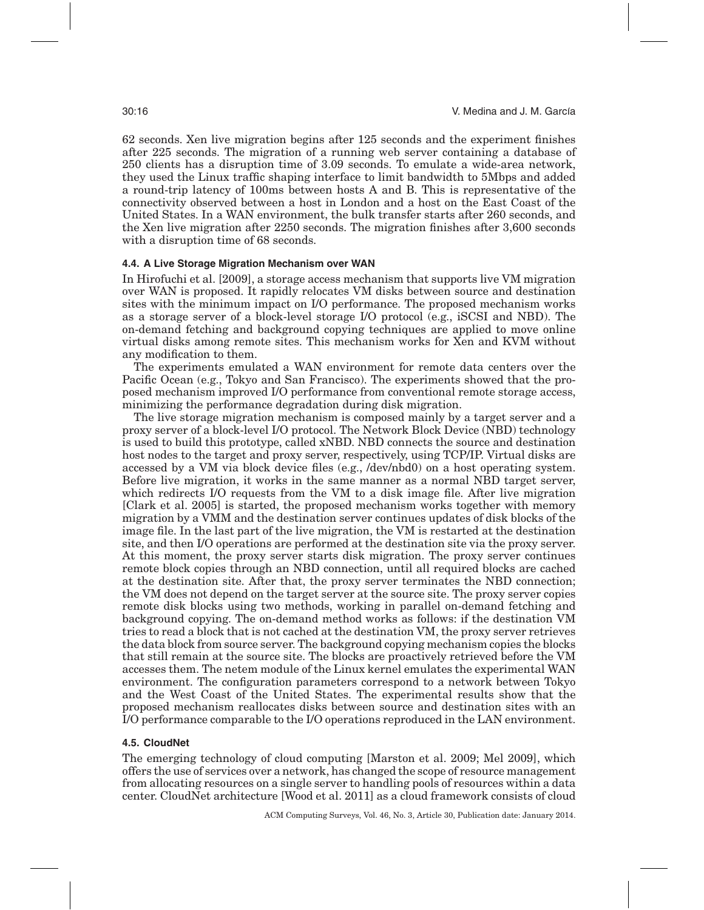62 seconds. Xen live migration begins after 125 seconds and the experiment finishes after 225 seconds. The migration of a running web server containing a database of 250 clients has a disruption time of 3.09 seconds. To emulate a wide-area network, they used the Linux traffic shaping interface to limit bandwidth to 5Mbps and added a round-trip latency of 100ms between hosts A and B. This is representative of the connectivity observed between a host in London and a host on the East Coast of the United States. In a WAN environment, the bulk transfer starts after 260 seconds, and the Xen live migration after 2250 seconds. The migration finishes after 3,600 seconds with a disruption time of 68 seconds.

### 4.4. A Live Storage Migration Mechanism over WAN

In Hirofuchi et al. [2009], a storage access mechanism that supports live VM migration over WAN is proposed. It rapidly relocates VM disks between source and destination sites with the minimum impact on I/O performance. The proposed mechanism works as a storage server of a block-level storage I/O protocol (e.g., iSCSI and NBD). The on-demand fetching and background copying techniques are applied to move online virtual disks among remote sites. This mechanism works for Xen and KVM without any modification to them.

The experiments emulated a WAN environment for remote data centers over the Pacific Ocean (e.g., Tokyo and San Francisco). The experiments showed that the proposed mechanism improved I/O performance from conventional remote storage access, minimizing the performance degradation during disk migration.

The live storage migration mechanism is composed mainly by a target server and a proxy server of a block-level I/O protocol. The Network Block Device (NBD) technology is used to build this prototype, called xNBD. NBD connects the source and destination host nodes to the target and proxy server, respectively, using TCP/IP. Virtual disks are accessed by a VM via block device files (e.g., /dev/nbd0) on a host operating system. Before live migration, it works in the same manner as a normal NBD target server, which redirects I/O requests from the VM to a disk image file. After live migration [Clark et al. 2005] is started, the proposed mechanism works together with memory migration by a VMM and the destination server continues updates of disk blocks of the image file. In the last part of the live migration, the VM is restarted at the destination site, and then I/O operations are performed at the destination site via the proxy server. At this moment, the proxy server starts disk migration. The proxy server continues remote block copies through an NBD connection, until all required blocks are cached at the destination site. After that, the proxy server terminates the NBD connection; the VM does not depend on the target server at the source site. The proxy server copies remote disk blocks using two methods, working in parallel on-demand fetching and background copying. The on-demand method works as follows: if the destination VM tries to read a block that is not cached at the destination VM, the proxy server retrieves the data block from source server. The background copying mechanism copies the blocks that still remain at the source site. The blocks are proactively retrieved before the VM accesses them. The netem module of the Linux kernel emulates the experimental WAN environment. The configuration parameters correspond to a network between Tokyo and the West Coast of the United States. The experimental results show that the proposed mechanism reallocates disks between source and destination sites with an I/O performance comparable to the I/O operations reproduced in the LAN environment.

### 4.5. CloudNet

The emerging technology of cloud computing [Marston et al. 2009; Mel 2009], which offers the use of services over a network, has changed the scope of resource management from allocating resources on a single server to handling pools of resources within a data center. CloudNet architecture [Wood et al. 2011] as a cloud framework consists of cloud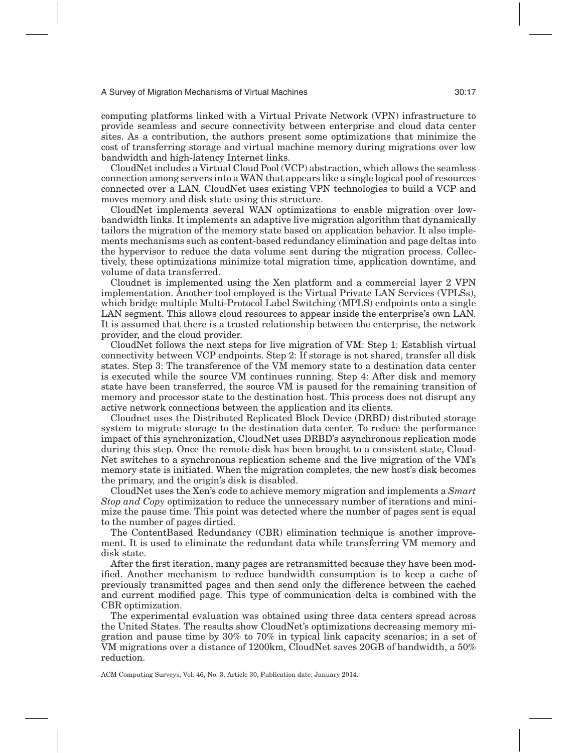computing platforms linked with a Virtual Private Network (VPN) infrastructure to provide seamless and secure connectivity between enterprise and cloud data center sites. As a contribution, the authors present some optimizations that minimize the cost of transferring storage and virtual machine memory during migrations over low bandwidth and high-latency Internet links.

CloudNet includes a Virtual Cloud Pool (VCP) abstraction, which allows the seamless connection among servers into a WAN that appears like a single logical pool of resources connected over a LAN. CloudNet uses existing VPN technologies to build a VCP and moves memory and disk state using this structure.

CloudNet implements several WAN optimizations to enable migration over low-bandwidth links. It implements an adaptive live migration algorithm that dynamically tailors the migration of the memory state based on application behavior. It also implements mechanisms such as content-based redundancy elimination and page deltas into the hypervisor to reduce the data volume sent during the migration process. Collectively, these optimizations minimize total migration time, application downtime, and volume of data transferred.

Cloudnet is implemented using the Xen platform and a commercial layer 2 VPN implementation. Another tool employed is the Virtual Private LAN Services (VPLSs), which bridge multiple Multi-Protocol Label Switching (MPLS) endpoints onto a single LAN segment. This allows cloud resources to appear inside the enterprise's own LAN. It is assumed that there is a trusted relationship between the enterprise, the network provider, and the cloud provider.

CloudNet follows the next steps for live migration of VM: Step 1: Establish virtual connectivity between VCP endpoints. Step 2: If storage is not shared, transfer all disk states. Step 3: The transference of the VM memory state to a destination data center is executed while the source VM continues running. Step 4: After disk and memory state have been transferred, the source VM is paused for the remaining transition of memory and processor state to the destination host. This process does not disrupt any active network connections between the application and its clients.

Cloudnet uses the Distributed Replicated Block Device (DRBD) distributed storage system to migrate storage to the destination data center. To reduce the performance impact of this synchronization, CloudNet uses DRBD's asynchronous replication mode during this step. Once the remote disk has been brought to a consistent state, CloudNet switches to a synchronous replication scheme and the live migration of the VM's memory state is initiated. When the migration completes, the new host's disk becomes the primary, and the origin's disk is disabled.

CloudNet uses the Xen's code to achieve memory migration and implements a *Smart Stop and Copy* optimization to reduce the unnecessary number of iterations and minimize the pause time. This point was detected where the number of pages sent is equal to the number of pages dirtied.

The ContentBased Redundancy (CBR) elimination technique is another improvement. It is used to eliminate the redundant data while transferring VM memory and disk state.

After the first iteration, many pages are retransmitted because they have been modified. Another mechanism to reduce bandwidth consumption is to keep a cache of previously transmitted pages and then send only the difference between the cached and current modified page. This type of communication delta is combined with the CBR optimization.

The experimental evaluation was obtained using three data centers spread across the United States. The results show CloudNet's optimizations decreasing memory migration and pause time by 30% to 70% in typical link capacity scenarios; in a set of VM migrations over a distance of 1200km, CloudNet saves 20GB of bandwidth, a 50% reduction.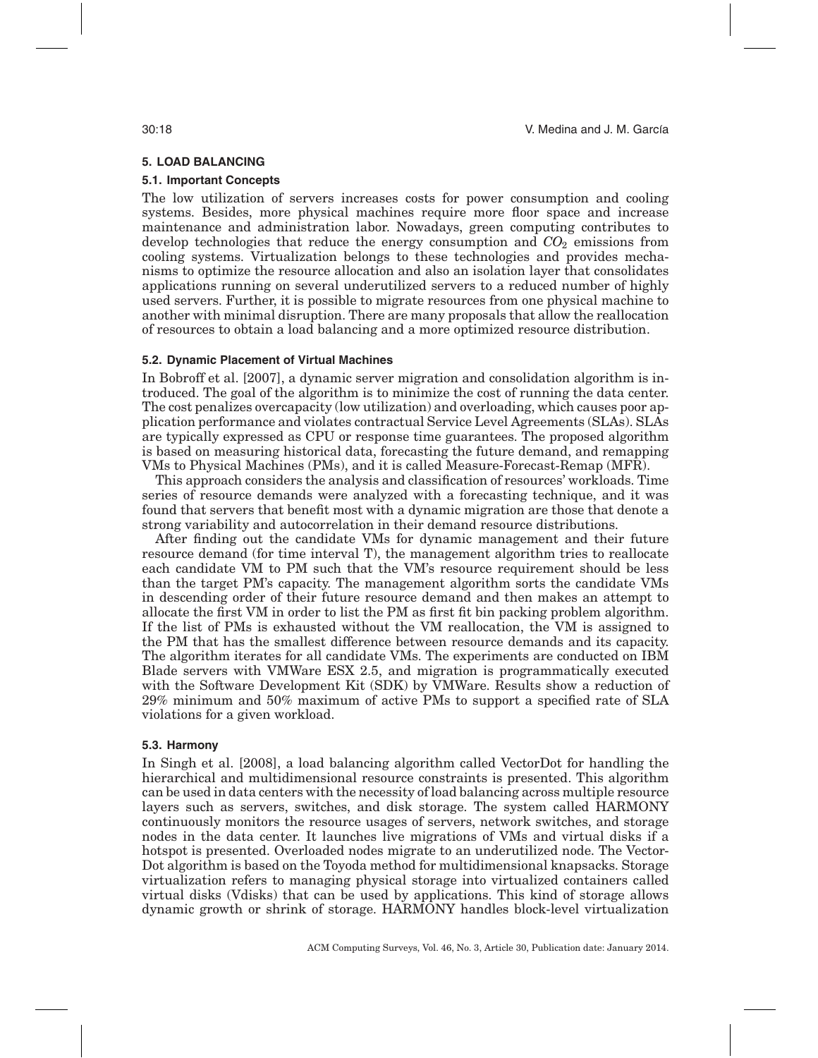## 5. LOAD BALANCING

### 5.1. Important Concepts

The low utilization of servers increases costs for power consumption and cooling systems. Besides, more physical machines require more floor space and increase maintenance and administration labor. Nowadays, green computing contributes to develop technologies that reduce the energy consumption and $CO_2$ emissions from cooling systems. Virtualization belongs to these technologies and provides mechanisms to optimize the resource allocation and also an isolation layer that consolidates applications running on several underutilized servers to a reduced number of highly used servers. Further, it is possible to migrate resources from one physical machine to another with minimal disruption. There are many proposals that allow the reallocation of resources to obtain a load balancing and a more optimized resource distribution.

### 5.2. Dynamic Placement of Virtual Machines

In Bobroff et al. [2007], a dynamic server migration and consolidation algorithm is introduced. The goal of the algorithm is to minimize the cost of running the data center. The cost penalizes overcapacity (low utilization) and overloading, which causes poor application performance and violates contractual Service Level Agreements (SLAs). SLAs are typically expressed as CPU or response time guarantees. The proposed algorithm is based on measuring historical data, forecasting the future demand, and remapping VMs to Physical Machines (PMs), and it is called Measure-Forecast-Remap (MFR).

This approach considers the analysis and classification of resources' workloads. Time series of resource demands were analyzed with a forecasting technique, and it was found that servers that benefit most with a dynamic migration are those that denote a strong variability and autocorrelation in their demand resource distributions.

After finding out the candidate VMs for dynamic management and their future resource demand (for time interval T), the management algorithm tries to reallocate each candidate VM to PM such that the VM's resource requirement should be less than the target PM's capacity. The management algorithm sorts the candidate VMs in descending order of their future resource demand and then makes an attempt to allocate the first VM in order to list the PM as first fit bin packing problem algorithm. If the list of PMs is exhausted without the VM reallocation, the VM is assigned to the PM that has the smallest difference between resource demands and its capacity. The algorithm iterates for all candidate VMs. The experiments are conducted on IBM Blade servers with VMWare ESX 2.5, and migration is programmatically executed with the Software Development Kit (SDK) by VMWare. Results show a reduction of 29% minimum and 50% maximum of active PMs to support a specified rate of SLA violations for a given workload.

### 5.3. Harmony

In Singh et al. [2008], a load balancing algorithm called VectorDot for handling the hierarchical and multidimensional resource constraints is presented. This algorithm can be used in data centers with the necessity of load balancing across multiple resource layers such as servers, switches, and disk storage. The system called HARMONY continuously monitors the resource usages of servers, network switches, and storage nodes in the data center. It launches live migrations of VMs and virtual disks if a hotspot is presented. Overloaded nodes migrate to an underutilized node. The VectorDot algorithm is based on the Toyoda method for multidimensional knapsacks. Storage virtualization refers to managing physical storage into virtualized containers called virtual disks (Vdisks) that can be used by applications. This kind of storage allows dynamic growth or shrink of storage. HARMONY handles block-level virtualization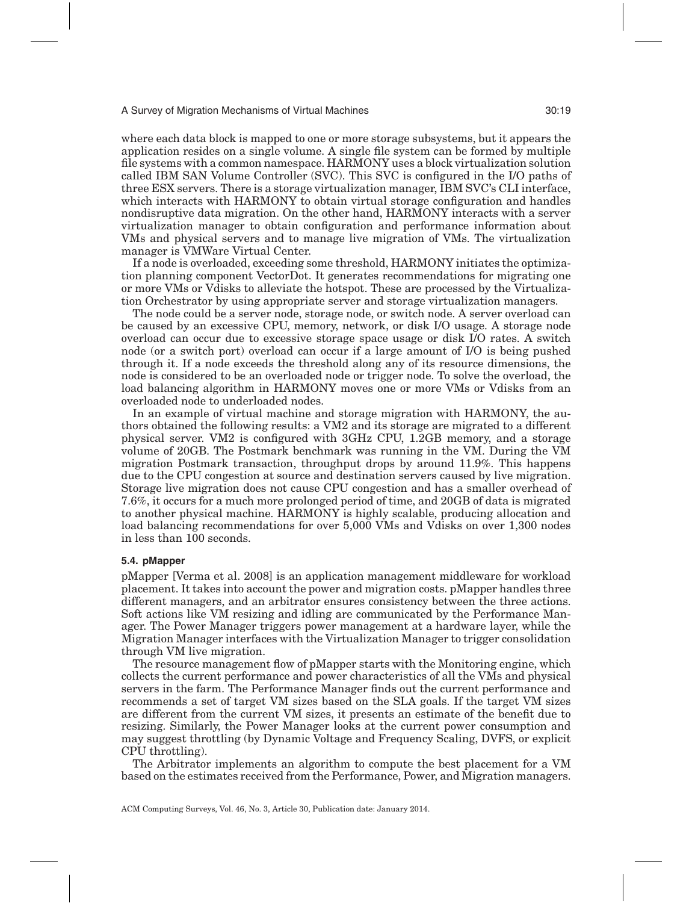where each data block is mapped to one or more storage subsystems, but it appears the application resides on a single volume. A single file system can be formed by multiple file systems with a common namespace. HARMONY uses a block virtualization solution called IBM SAN Volume Controller (SVC). This SVC is configured in the I/O paths of three ESX servers. There is a storage virtualization manager, IBM SVC's CLI interface, which interacts with HARMONY to obtain virtual storage configuration and handles nondisruptive data migration. On the other hand, HARMONY interacts with a server virtualization manager to obtain configuration and performance information about VMs and physical servers and to manage live migration of VMs. The virtualization manager is VMWare Virtual Center.

If a node is overloaded, exceeding some threshold, HARMONY initiates the optimization planning component VectorDot. It generates recommendations for migrating one or more VMs or Vdisks to alleviate the hotspot. These are processed by the Virtualization Orchestrator by using appropriate server and storage virtualization managers.

The node could be a server node, storage node, or switch node. A server overload can be caused by an excessive CPU, memory, network, or disk I/O usage. A storage node overload can occur due to excessive storage space usage or disk I/O rates. A switch node (or a switch port) overload can occur if a large amount of I/O is being pushed through it. If a node exceeds the threshold along any of its resource dimensions, the node is considered to be an overloaded node or trigger node. To solve the overload, the load balancing algorithm in HARMONY moves one or more VMs or Vdisks from an overloaded node to underloaded nodes.

In an example of virtual machine and storage migration with HARMONY, the authors obtained the following results: a VM2 and its storage are migrated to a different physical server. VM2 is configured with 3GHz CPU, 1.2GB memory, and a storage volume of 20GB. The Postmark benchmark was running in the VM. During the VM migration Postmark transaction, throughput drops by around 11.9%. This happens due to the CPU congestion at source and destination servers caused by live migration. Storage live migration does not cause CPU congestion and has a smaller overhead of 7.6%, it occurs for a much more prolonged period of time, and 20GB of data is migrated to another physical machine. HARMONY is highly scalable, producing allocation and load balancing recommendations for over 5,000 VMs and Vdisks on over 1,300 nodes in less than 100 seconds.

### 5.4. pMapper

pMapper [Verma et al. 2008] is an application management middleware for workload placement. It takes into account the power and migration costs. pMapper handles three different managers, and an arbitrator ensures consistency between the three actions. Soft actions like VM resizing and idling are communicated by the Performance Manager. The Power Manager triggers power management at a hardware layer, while the Migration Manager interfaces with the Virtualization Manager to trigger consolidation through VM live migration.

The resource management flow of pMapper starts with the Monitoring engine, which collects the current performance and power characteristics of all the VMs and physical servers in the farm. The Performance Manager finds out the current performance and recommends a set of target VM sizes based on the SLA goals. If the target VM sizes are different from the current VM sizes, it presents an estimate of the benefit due to resizing. Similarly, the Power Manager looks at the current power consumption and may suggest throttling (by Dynamic Voltage and Frequency Scaling, DVFS, or explicit CPU throttling).

The Arbitrator implements an algorithm to compute the best placement for a VM based on the estimates received from the Performance, Power, and Migration managers.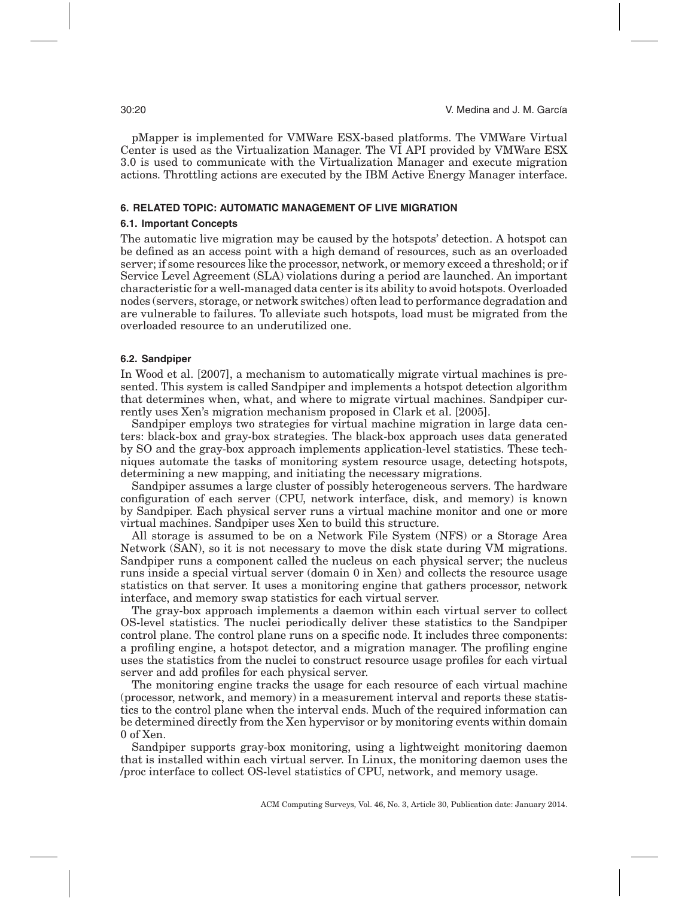pMapper is implemented for VMWare ESX-based platforms. The VMWare Virtual Center is used as the Virtualization Manager. The VI API provided by VMWare ESX 3.0 is used to communicate with the Virtualization Manager and execute migration actions. Throttling actions are executed by the IBM Active Energy Manager interface.

## 6. RELATED TOPIC: AUTOMATIC MANAGEMENT OF LIVE MIGRATION

### 6.1. Important Concepts

The automatic live migration may be caused by the hotspots' detection. A hotspot can be defined as an access point with a high demand of resources, such as an overloaded server; if some resources like the processor, network, or memory exceed a threshold; or if Service Level Agreement (SLA) violations during a period are launched. An important characteristic for a well-managed data center is its ability to avoid hotspots. Overloaded nodes (servers, storage, or network switches) often lead to performance degradation and are vulnerable to failures. To alleviate such hotspots, load must be migrated from the overloaded resource to an underutilized one.

### 6.2. Sandpiper

In Wood et al. [2007], a mechanism to automatically migrate virtual machines is presented. This system is called Sandpiper and implements a hotspot detection algorithm that determines when, what, and where to migrate virtual machines. Sandpiper currently uses Xen's migration mechanism proposed in Clark et al. [2005].

Sandpiper employs two strategies for virtual machine migration in large data centers: black-box and gray-box strategies. The black-box approach uses data generated by SO and the gray-box approach implements application-level statistics. These techniques automate the tasks of monitoring system resource usage, detecting hotspots, determining a new mapping, and initiating the necessary migrations.

Sandpiper assumes a large cluster of possibly heterogeneous servers. The hardware configuration of each server (CPU, network interface, disk, and memory) is known by Sandpiper. Each physical server runs a virtual machine monitor and one or more virtual machines. Sandpiper uses Xen to build this structure.

All storage is assumed to be on a Network File System (NFS) or a Storage Area Network (SAN), so it is not necessary to move the disk state during VM migrations. Sandpiper runs a component called the nucleus on each physical server; the nucleus runs inside a special virtual server (domain 0 in Xen) and collects the resource usage statistics on that server. It uses a monitoring engine that gathers processor, network interface, and memory swap statistics for each virtual server.

The gray-box approach implements a daemon within each virtual server to collect OS-level statistics. The nuclei periodically deliver these statistics to the Sandpiper control plane. The control plane runs on a specific node. It includes three components: a profiling engine, a hotspot detector, and a migration manager. The profiling engine uses the statistics from the nuclei to construct resource usage profiles for each virtual server and add profiles for each physical server.

The monitoring engine tracks the usage for each resource of each virtual machine (processor, network, and memory) in a measurement interval and reports these statistics to the control plane when the interval ends. Much of the required information can be determined directly from the Xen hypervisor or by monitoring events within domain 0 of Xen.

Sandpiper supports gray-box monitoring, using a lightweight monitoring daemon that is installed within each virtual server. In Linux, the monitoring daemon uses the /proc interface to collect OS-level statistics of CPU, network, and memory usage.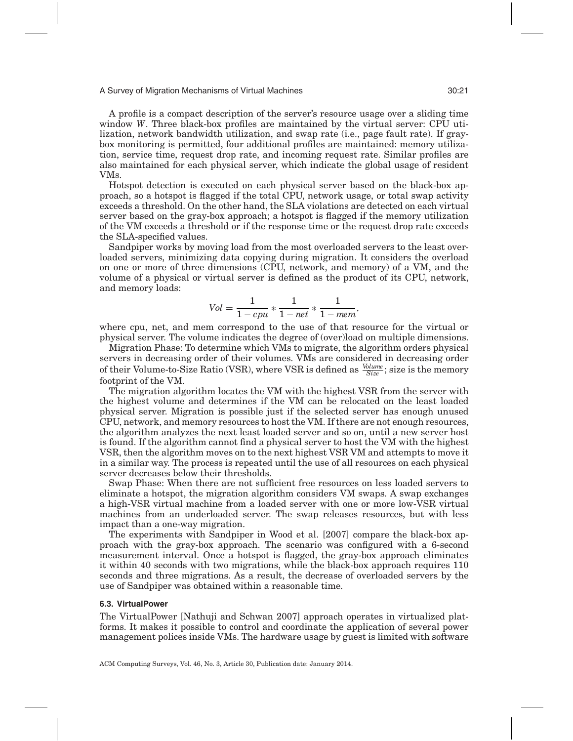A profile is a compact description of the server's resource usage over a sliding time window $W$. Three black-box profiles are maintained by the virtual server: CPU utilization, network bandwidth utilization, and swap rate (i.e., page fault rate). If gray-box monitoring is permitted, four additional profiles are maintained: memory utilization, service time, request drop rate, and incoming request rate. Similar profiles are also maintained for each physical server, which indicate the global usage of resident VMs.

Hotspot detection is executed on each physical server based on the black-box approach, so a hotspot is flagged if the total CPU, network usage, or total swap activity exceeds a threshold. On the other hand, the SLA violations are detected on each virtual server based on the gray-box approach; a hotspot is flagged if the memory utilization of the VM exceeds a threshold or if the response time or the request drop rate exceeds the SLA-specified values.

Sandpiper works by moving load from the most overloaded servers to the least overloaded servers, minimizing data copying during migration. It considers the overload on one or more of three dimensions (CPU, network, and memory) of a VM, and the volume of a physical or virtual server is defined as the product of its CPU, network, and memory loads:

$$Vol = \frac{1}{1 - cpu} * \frac{1}{1 - net} * \frac{1}{1 - mem},$$

where cpu, net, and mem correspond to the use of that resource for the virtual or physical server. The volume indicates the degree of (over)load on multiple dimensions.

Migration Phase: To determine which VMs to migrate, the algorithm orders physical servers in decreasing order of their volumes. VMs are considered in decreasing order of their Volume-to-Size Ratio (VSR), where VSR is defined as $\frac{Volume}{Size}$; size is the memory footprint of the VM.

The migration algorithm locates the VM with the highest VSR from the server with the highest volume and determines if the VM can be relocated on the least loaded physical server. Migration is possible just if the selected server has enough unused CPU, network, and memory resources to host the VM. If there are not enough resources, the algorithm analyzes the next least loaded server and so on, until a new server host is found. If the algorithm cannot find a physical server to host the VM with the highest VSR, then the algorithm moves on to the next highest VSR VM and attempts to move it in a similar way. The process is repeated until the use of all resources on each physical server decreases below their thresholds.

Swap Phase: When there are not sufficient free resources on less loaded servers to eliminate a hotspot, the migration algorithm considers VM swaps. A swap exchanges a high-VSR virtual machine from a loaded server with one or more low-VSR virtual machines from an underloaded server. The swap releases resources, but with less impact than a one-way migration.

The experiments with Sandpiper in Wood et al. [2007] compare the black-box approach with the gray-box approach. The scenario was configured with a 6-second measurement interval. Once a hotspot is flagged, the gray-box approach eliminates it within 40 seconds with two migrations, while the black-box approach requires 110 seconds and three migrations. As a result, the decrease of overloaded servers by the use of Sandpiper was obtained within a reasonable time.

### 6.3. VirtualPower

The VirtualPower [Nathuji and Schwan 2007] approach operates in virtualized platforms. It makes it possible to control and coordinate the application of several power management polices inside VMs. The hardware usage by guest is limited with software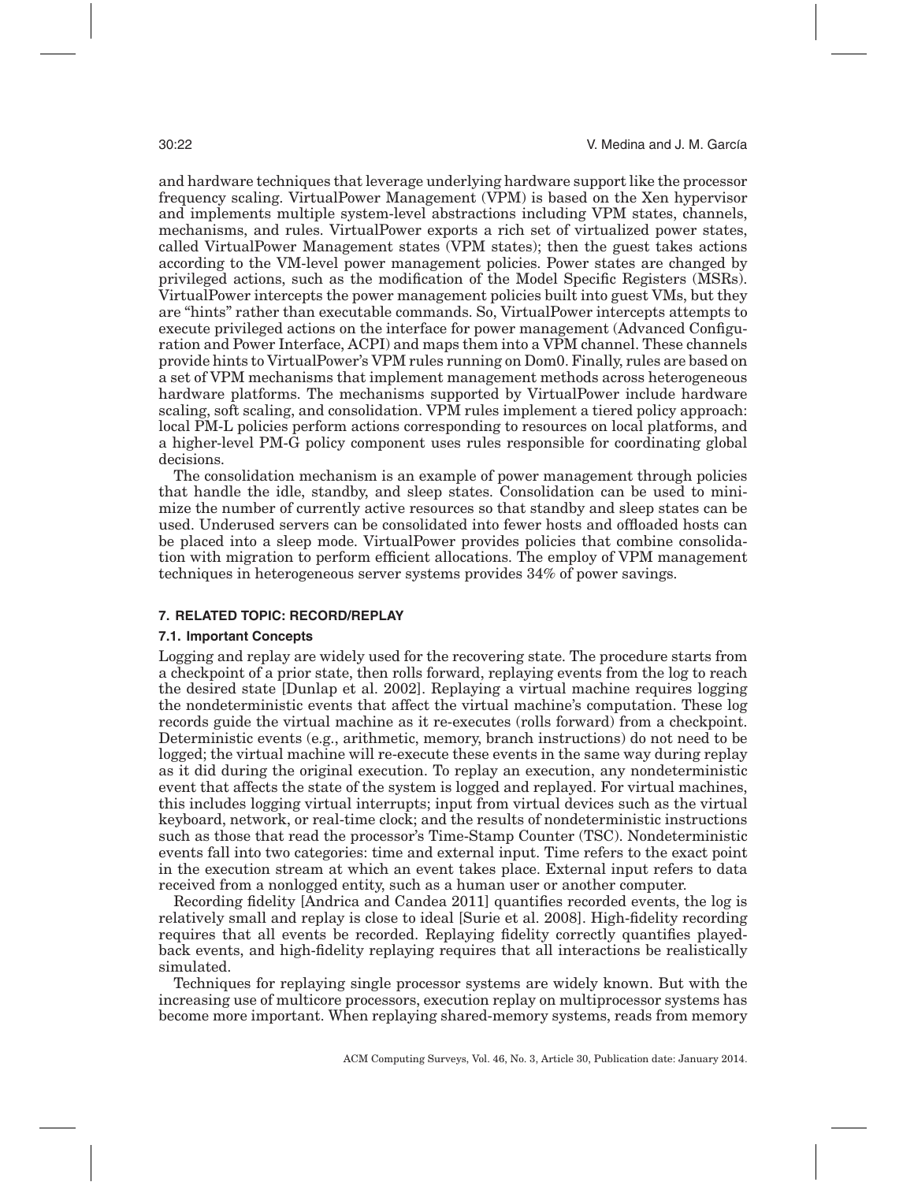and hardware techniques that leverage underlying hardware support like the processor frequency scaling. VirtualPower Management (VPM) is based on the Xen hypervisor and implements multiple system-level abstractions including VPM states, channels, mechanisms, and rules. VirtualPower exports a rich set of virtualized power states, called VirtualPower Management states (VPM states); then the guest takes actions according to the VM-level power management policies. Power states are changed by privileged actions, such as the modification of the Model Specific Registers (MSRs). VirtualPower intercepts the power management policies built into guest VMs, but they are "hints" rather than executable commands. So, VirtualPower intercepts attempts to execute privileged actions on the interface for power management (Advanced Configuration and Power Interface, ACPI) and maps them into a VPM channel. These channels provide hints to VirtualPower's VPM rules running on Dom0. Finally, rules are based on a set of VPM mechanisms that implement management methods across heterogeneous hardware platforms. The mechanisms supported by VirtualPower include hardware scaling, soft scaling, and consolidation. VPM rules implement a tiered policy approach: local PM-L policies perform actions corresponding to resources on local platforms, and a higher-level PM-G policy component uses rules responsible for coordinating global decisions.

The consolidation mechanism is an example of power management through policies that handle the idle, standby, and sleep states. Consolidation can be used to minimize the number of currently active resources so that standby and sleep states can be used. Underused servers can be consolidated into fewer hosts and offloaded hosts can be placed into a sleep mode. VirtualPower provides policies that combine consolidation with migration to perform efficient allocations. The employ of VPM management techniques in heterogeneous server systems provides 34% of power savings.

## 7. RELATED TOPIC: RECORD/REPLAY

### 7.1. Important Concepts

Logging and replay are widely used for the recovering state. The procedure starts from a checkpoint of a prior state, then rolls forward, replaying events from the log to reach the desired state [Dunlap et al. 2002]. Replaying a virtual machine requires logging the nondeterministic events that affect the virtual machine's computation. These log records guide the virtual machine as it re-executes (rolls forward) from a checkpoint. Deterministic events (e.g., arithmetic, memory, branch instructions) do not need to be logged; the virtual machine will re-execute these events in the same way during replay as it did during the original execution. To replay an execution, any nondeterministic event that affects the state of the system is logged and replayed. For virtual machines, this includes logging virtual interrupts; input from virtual devices such as the virtual keyboard, network, or real-time clock; and the results of nondeterministic instructions such as those that read the processor's Time-Stamp Counter (TSC). Nondeterministic events fall into two categories: time and external input. Time refers to the exact point in the execution stream at which an event takes place. External input refers to data received from a nonlogged entity, such as a human user or another computer.

Recording fidelity [Andrica and Candea 2011] quantifies recorded events, the log is relatively small and replay is close to ideal [Surie et al. 2008]. High-fidelity recording requires that all events be recorded. Replaying fidelity correctly quantifies played-back events, and high-fidelity replaying requires that all interactions be realistically simulated.

Techniques for replaying single processor systems are widely known. But with the increasing use of multicore processors, execution replay on multiprocessor systems has become more important. When replaying shared-memory systems, reads from memory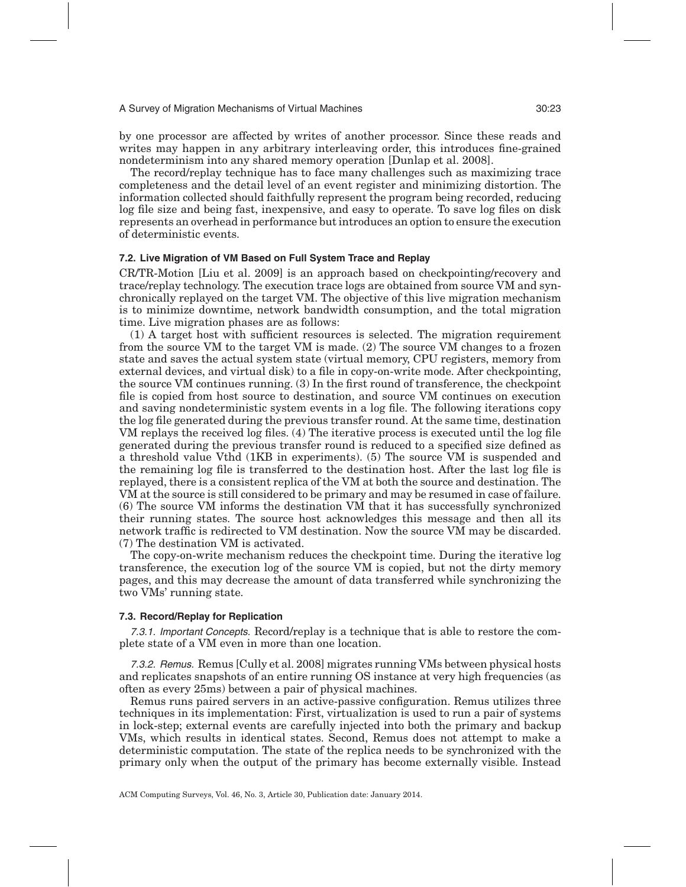by one processor are affected by writes of another processor. Since these reads and writes may happen in any arbitrary interleaving order, this introduces fine-grained nondeterminism into any shared memory operation [Dunlap et al. 2008].

The record/replay technique has to face many challenges such as maximizing trace completeness and the detail level of an event register and minimizing distortion. The information collected should faithfully represent the program being recorded, reducing log file size and being fast, inexpensive, and easy to operate. To save log files on disk represents an overhead in performance but introduces an option to ensure the execution of deterministic events.

### 7.2. Live Migration of VM Based on Full System Trace and Replay

CR/TR-Motion [Liu et al. 2009] is an approach based on checkpointing/recovery and trace/replay technology. The execution trace logs are obtained from source VM and synchronically replayed on the target VM. The objective of this live migration mechanism is to minimize downtime, network bandwidth consumption, and the total migration time. Live migration phases are as follows:

(1) A target host with sufficient resources is selected. The migration requirement from the source VM to the target VM is made. (2) The source VM changes to a frozen state and saves the actual system state (virtual memory, CPU registers, memory from external devices, and virtual disk) to a file in copy-on-write mode. After checkpointing, the source VM continues running. (3) In the first round of transference, the checkpoint file is copied from host source to destination, and source VM continues on execution and saving nondeterministic system events in a log file. The following iterations copy the log file generated during the previous transfer round. At the same time, destination VM replays the received log files. (4) The iterative process is executed until the log file generated during the previous transfer round is reduced to a specified size defined as a threshold value Vthd (1KB in experiments). (5) The source VM is suspended and the remaining log file is transferred to the destination host. After the last log file is replayed, there is a consistent replica of the VM at both the source and destination. The VM at the source is still considered to be primary and may be resumed in case of failure. (6) The source VM informs the destination VM that it has successfully synchronized their running states. The source host acknowledges this message and then all its network traffic is redirected to VM destination. Now the source VM may be discarded. (7) The destination VM is activated.

The copy-on-write mechanism reduces the checkpoint time. During the iterative log transference, the execution log of the source VM is copied, but not the dirty memory pages, and this may decrease the amount of data transferred while synchronizing the two VMs' running state.

### 7.3. Record/Replay for Replication

*7.3.1. Important Concepts.* Record/replay is a technique that is able to restore the complete state of a VM even in more than one location.

*7.3.2. Remus.* Remus [Cully et al. 2008] migrates running VMs between physical hosts and replicates snapshots of an entire running OS instance at very high frequencies (as often as every 25ms) between a pair of physical machines.

Remus runs paired servers in an active-passive configuration. Remus utilizes three techniques in its implementation: First, virtualization is used to run a pair of systems in lock-step; external events are carefully injected into both the primary and backup VMs, which results in identical states. Second, Remus does not attempt to make a deterministic computation. The state of the replica needs to be synchronized with the primary only when the output of the primary has become externally visible. Instead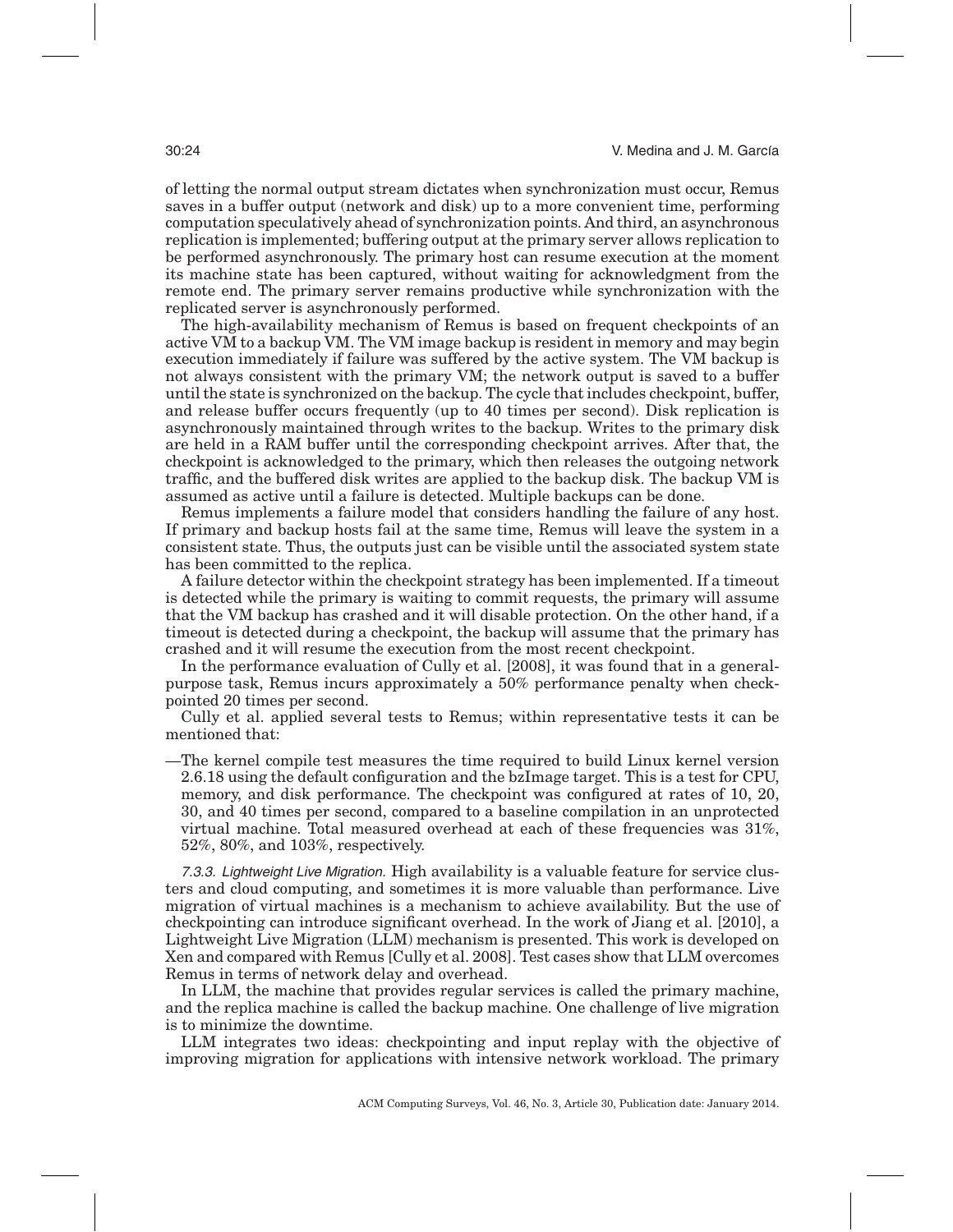of letting the normal output stream dictates when synchronization must occur, Remus saves in a buffer output (network and disk) up to a more convenient time, performing computation speculatively ahead of synchronization points. And third, an asynchronous replication is implemented; buffering output at the primary server allows replication to be performed asynchronously. The primary host can resume execution at the moment its machine state has been captured, without waiting for acknowledgment from the remote end. The primary server remains productive while synchronization with the replicated server is asynchronously performed.

The high-availability mechanism of Remus is based on frequent checkpoints of an active VM to a backup VM. The VM image backup is resident in memory and may begin execution immediately if failure was suffered by the active system. The VM backup is not always consistent with the primary VM; the network output is saved to a buffer until the state is synchronized on the backup. The cycle that includes checkpoint, buffer, and release buffer occurs frequently (up to 40 times per second). Disk replication is asynchronously maintained through writes to the backup. Writes to the primary disk are held in a RAM buffer until the corresponding checkpoint arrives. After that, the checkpoint is acknowledged to the primary, which then releases the outgoing network traffic, and the buffered disk writes are applied to the backup disk. The backup VM is assumed as active until a failure is detected. Multiple backups can be done.

Remus implements a failure model that considers handling the failure of any host. If primary and backup hosts fail at the same time, Remus will leave the system in a consistent state. Thus, the outputs just can be visible until the associated system state has been committed to the replica.

A failure detector within the checkpoint strategy has been implemented. If a timeout is detected while the primary is waiting to commit requests, the primary will assume that the VM backup has crashed and it will disable protection. On the other hand, if a timeout is detected during a checkpoint, the backup will assume that the primary has crashed and it will resume the execution from the most recent checkpoint.

In the performance evaluation of Cully et al. [2008], it was found that in a general-purpose task, Remus incurs approximately a 50% performance penalty when checkpointed 20 times per second.

Cully et al. applied several tests to Remus; within representative tests it can be mentioned that:

—The kernel compile test measures the time required to build Linux kernel version 2.6.18 using the default configuration and the bzImage target. This is a test for CPU, memory, and disk performance. The checkpoint was configured at rates of 10, 20, 30, and 40 times per second, compared to a baseline compilation in an unprotected virtual machine. Total measured overhead at each of these frequencies was 31%, 52%, 80%, and 103%, respectively.

*7.3.3. Lightweight Live Migration.* High availability is a valuable feature for service clusters and cloud computing, and sometimes it is more valuable than performance. Live migration of virtual machines is a mechanism to achieve availability. But the use of checkpointing can introduce significant overhead. In the work of Jiang et al. [2010], a Lightweight Live Migration (LLM) mechanism is presented. This work is developed on Xen and compared with Remus [Cully et al. 2008]. Test cases show that LLM overcomes Remus in terms of network delay and overhead.

In LLM, the machine that provides regular services is called the primary machine, and the replica machine is called the backup machine. One challenge of live migration is to minimize the downtime.

LLM integrates two ideas: checkpointing and input replay with the objective of improving migration for applications with intensive network workload. The primary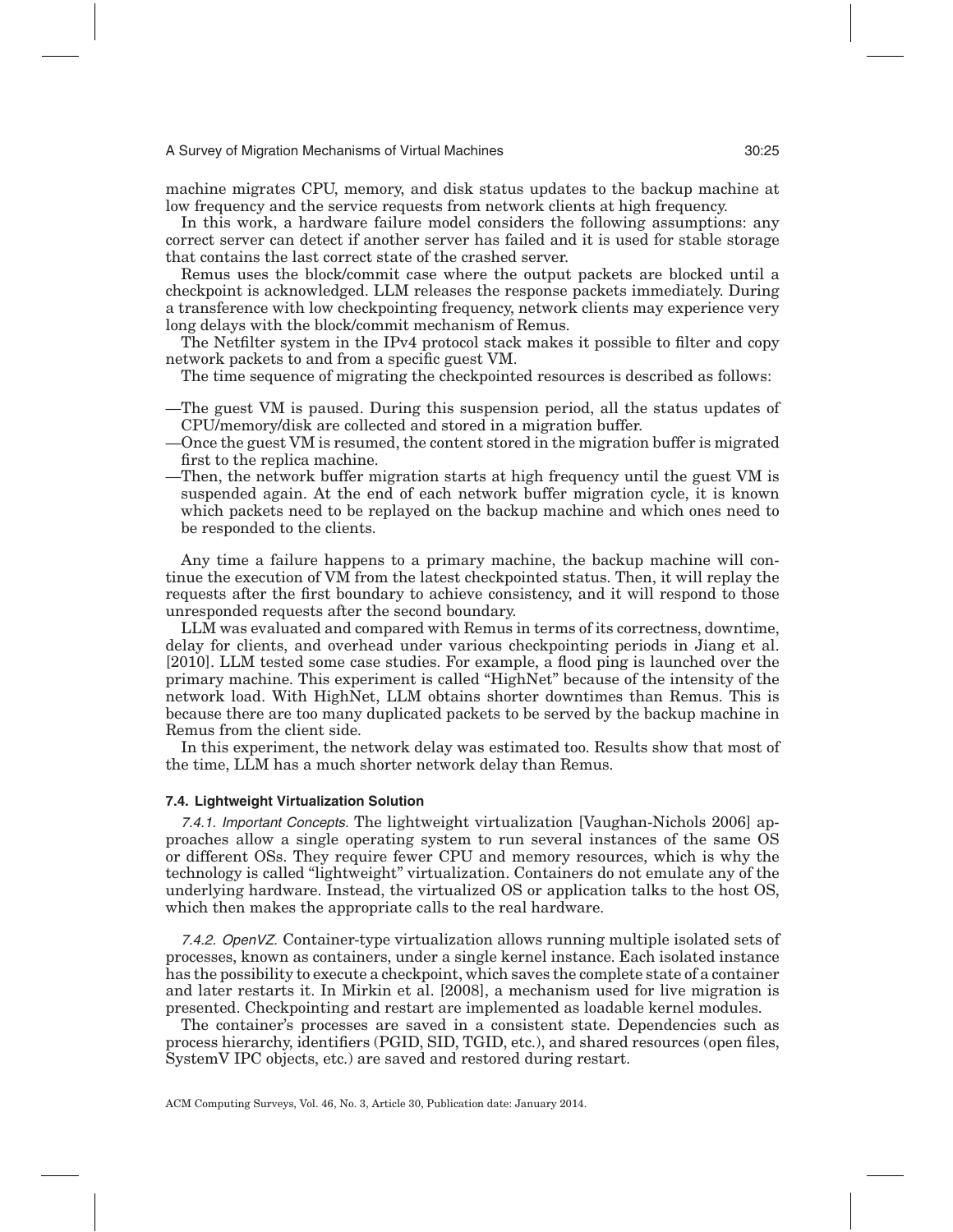machine migrates CPU, memory, and disk status updates to the backup machine at low frequency and the service requests from network clients at high frequency.

In this work, a hardware failure model considers the following assumptions: any correct server can detect if another server has failed and it is used for stable storage that contains the last correct state of the crashed server.

Remus uses the block/commit case where the output packets are blocked until a checkpoint is acknowledged. LLM releases the response packets immediately. During a transference with low checkpointing frequency, network clients may experience very long delays with the block/commit mechanism of Remus.

The Netfilter system in the IPv4 protocol stack makes it possible to filter and copy network packets to and from a specific guest VM.

The time sequence of migrating the checkpointed resources is described as follows:

—The guest VM is paused. During this suspension period, all the status updates of CPU/memory/disk are collected and stored in a migration buffer.

—Once the guest VM is resumed, the content stored in the migration buffer is migrated first to the replica machine.

—Then, the network buffer migration starts at high frequency until the guest VM is suspended again. At the end of each network buffer migration cycle, it is known which packets need to be replayed on the backup machine and which ones need to be responded to the clients.

Any time a failure happens to a primary machine, the backup machine will continue the execution of VM from the latest checkpointed status. Then, it will replay the requests after the first boundary to achieve consistency, and it will respond to those unresponded requests after the second boundary.

LLM was evaluated and compared with Remus in terms of its correctness, downtime, delay for clients, and overhead under various checkpointing periods in Jiang et al. [2010]. LLM tested some case studies. For example, a flood ping is launched over the primary machine. This experiment is called "HighNet" because of the intensity of the network load. With HighNet, LLM obtains shorter downtimes than Remus. This is because there are too many duplicated packets to be served by the backup machine in Remus from the client side.

In this experiment, the network delay was estimated too. Results show that most of the time, LLM has a much shorter network delay than Remus.

### 7.4. Lightweight Virtualization Solution

*7.4.1. Important Concepts.* The lightweight virtualization [Vaughan-Nichols 2006] approaches allow a single operating system to run several instances of the same OS or different OSs. They require fewer CPU and memory resources, which is why the technology is called "lightweight" virtualization. Containers do not emulate any of the underlying hardware. Instead, the virtualized OS or application talks to the host OS, which then makes the appropriate calls to the real hardware.

*7.4.2. OpenVZ.* Container-type virtualization allows running multiple isolated sets of processes, known as containers, under a single kernel instance. Each isolated instance has the possibility to execute a checkpoint, which saves the complete state of a container and later restarts it. In Mirkin et al. [2008], a mechanism used for live migration is presented. Checkpointing and restart are implemented as loadable kernel modules.

The container's processes are saved in a consistent state. Dependencies such as process hierarchy, identifiers (PGID, SID, TGID, etc.), and shared resources (open files, SystemV IPC objects, etc.) are saved and restored during restart.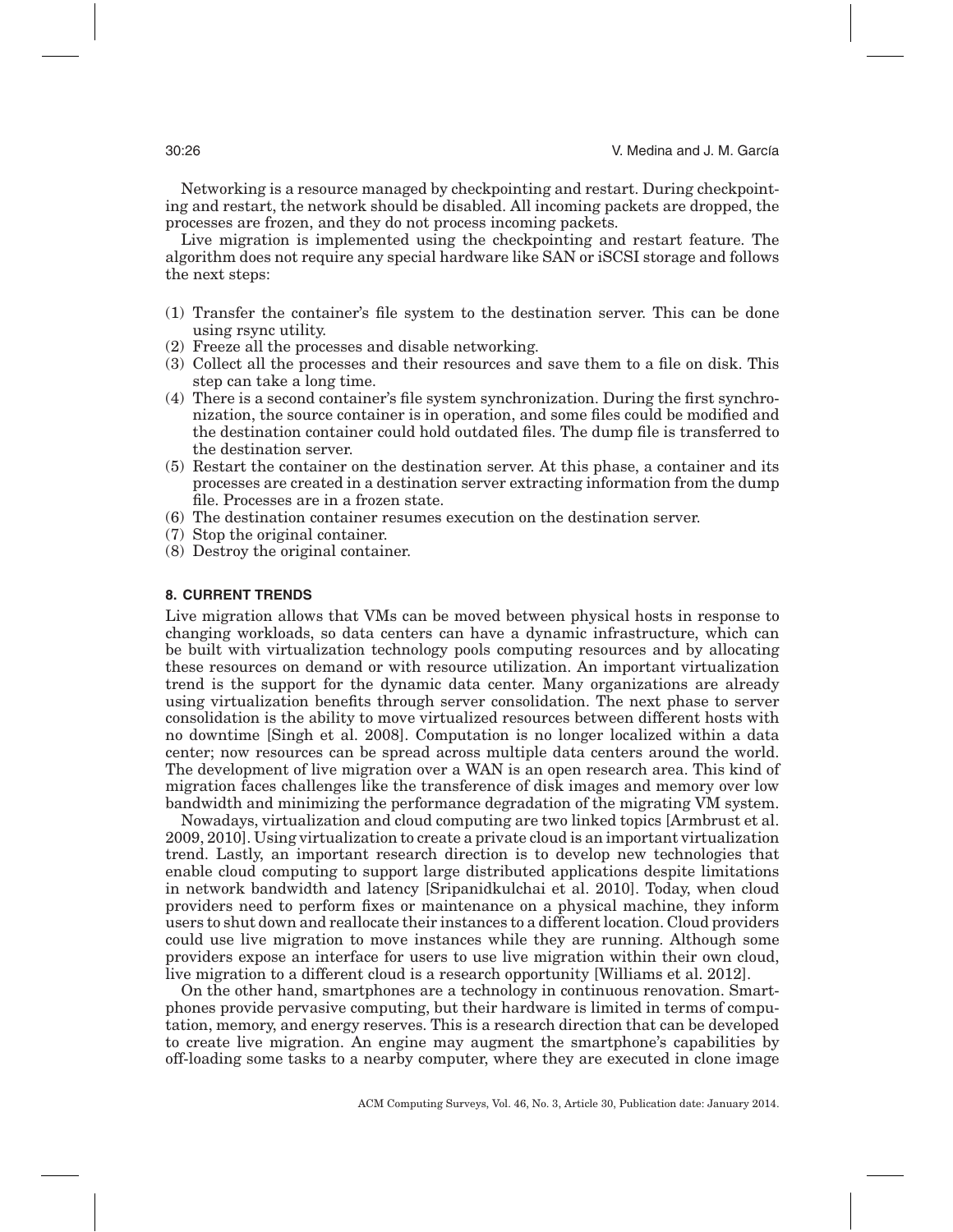Networking is a resource managed by checkpointing and restart. During checkpointing and restart, the network should be disabled. All incoming packets are dropped, the processes are frozen, and they do not process incoming packets.

Live migration is implemented using the checkpointing and restart feature. The algorithm does not require any special hardware like SAN or iSCSI storage and follows the next steps:

(1) Transfer the container's file system to the destination server. This can be done using rsync utility.
(2) Freeze all the processes and disable networking.
(3) Collect all the processes and their resources and save them to a file on disk. This step can take a long time.
(4) There is a second container's file system synchronization. During the first synchronization, the source container is in operation, and some files could be modified and the destination container could hold outdated files. The dump file is transferred to the destination server.
(5) Restart the container on the destination server. At this phase, a container and its processes are created in a destination server extracting information from the dump file. Processes are in a frozen state.
(6) The destination container resumes execution on the destination server.
(7) Stop the original container.
(8) Destroy the original container.

## 8. CURRENT TRENDS

Live migration allows that VMs can be moved between physical hosts in response to changing workloads, so data centers can have a dynamic infrastructure, which can be built with virtualization technology pools computing resources and by allocating these resources on demand or with resource utilization. An important virtualization trend is the support for the dynamic data center. Many organizations are already using virtualization benefits through server consolidation. The next phase to server consolidation is the ability to move virtualized resources between different hosts with no downtime [Singh et al. 2008]. Computation is no longer localized within a data center; now resources can be spread across multiple data centers around the world. The development of live migration over a WAN is an open research area. This kind of migration faces challenges like the transference of disk images and memory over low bandwidth and minimizing the performance degradation of the migrating VM system.

Nowadays, virtualization and cloud computing are two linked topics [Armbrust et al. 2009, 2010]. Using virtualization to create a private cloud is an important virtualization trend. Lastly, an important research direction is to develop new technologies that enable cloud computing to support large distributed applications despite limitations in network bandwidth and latency [Sripanidkulchai et al. 2010]. Today, when cloud providers need to perform fixes or maintenance on a physical machine, they inform users to shut down and reallocate their instances to a different location. Cloud providers could use live migration to move instances while they are running. Although some providers expose an interface for users to use live migration within their own cloud, live migration to a different cloud is a research opportunity [Williams et al. 2012].

On the other hand, smartphones are a technology in continuous renovation. Smartphones provide pervasive computing, but their hardware is limited in terms of computation, memory, and energy reserves. This is a research direction that can be developed to create live migration. An engine may augment the smartphone's capabilities by off-loading some tasks to a nearby computer, where they are executed in clone image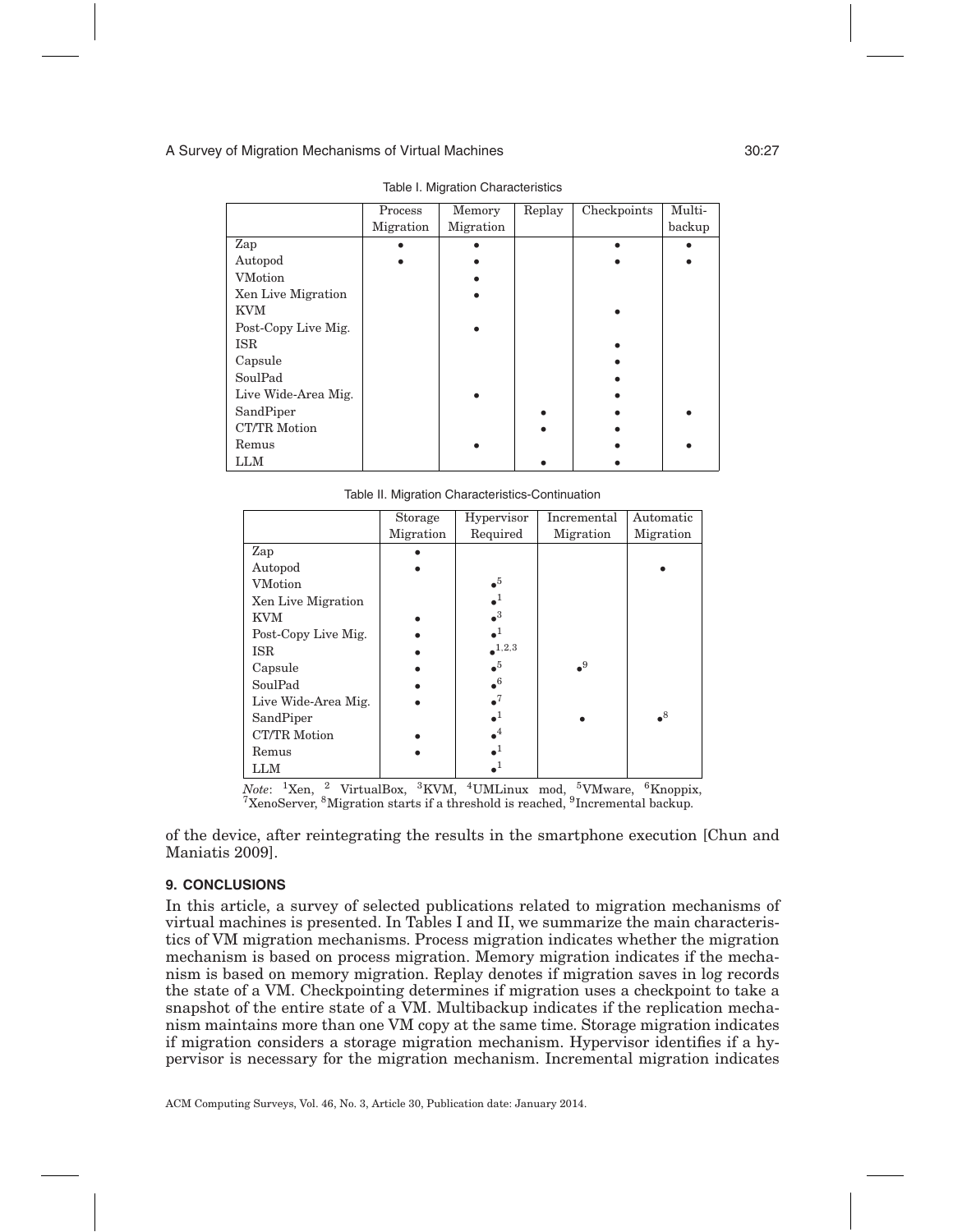Table I. Migration Characteristics

| | Process Migration | Memory Migration | Replay | Checkpoints | Multi-backup |
|---|---|---|---|---|---|
| Zap | • | • | | • | • |
| Autopod | • | • | | • | • |
| VMotion | | • | | | |
| Xen Live Migration | | • | | | |
| KVM | | | | • | |
| Post-Copy Live Mig. | | • | | | |
| ISR | | | | • | |
| Capsule | | | | • | |
| SoulPad | | | | • | |
| Live Wide-Area Mig. | | • | | • | |
| SandPiper | | | • | • | • |
| CT/TR Motion | | | • | • | |
| Remus | | • | | • | • |
| LLM | | | • | • | |

Table II. Migration Characteristics-Continuation

| | Storage Migration | Hypervisor Required | Incremental Migration | Automatic Migration |
|---|---|---|---|---|
| Zap | • | | | |
| Autopod | • | | | • |
| VMotion | | •[5] | | |
| Xen Live Migration | | •[1] | | |
| KVM | • | •[3] | | |
| Post-Copy Live Mig. | • | •[1] | | |
| ISR | • | •[1,2,3] | | |
| Capsule | • | •[5] | •[9] | |
| SoulPad | • | •[6] | | |
| Live Wide-Area Mig. | • | •[7] | | |
| SandPiper | | •[1] | • | •[8] |
| CT/TR Motion | • | •[4] | | |
| Remus | • | •[1] | | |
| LLM | | •[1] | | |

*Note*: [1]Xen, [2] VirtualBox, [3]KVM, [4]UMLinux mod, [5]VMware, [6]Knoppix, [7]XenoServer, [8]Migration starts if a threshold is reached, [9]Incremental backup.

of the device, after reintegrating the results in the smartphone execution [Chun and Maniatis 2009].

## 9. CONCLUSIONS

In this article, a survey of selected publications related to migration mechanisms of virtual machines is presented. In Tables I and II, we summarize the main characteristics of VM migration mechanisms. Process migration indicates whether the migration mechanism is based on process migration. Memory migration indicates if the mechanism is based on memory migration. Replay denotes if migration saves in log records the state of a VM. Checkpointing determines if migration uses a checkpoint to take a snapshot of the entire state of a VM. Multibackup indicates if the replication mechanism maintains more than one VM copy at the same time. Storage migration indicates if migration considers a storage migration mechanism. Hypervisor identifies if a hypervisor is necessary for the migration mechanism. Incremental migration indicates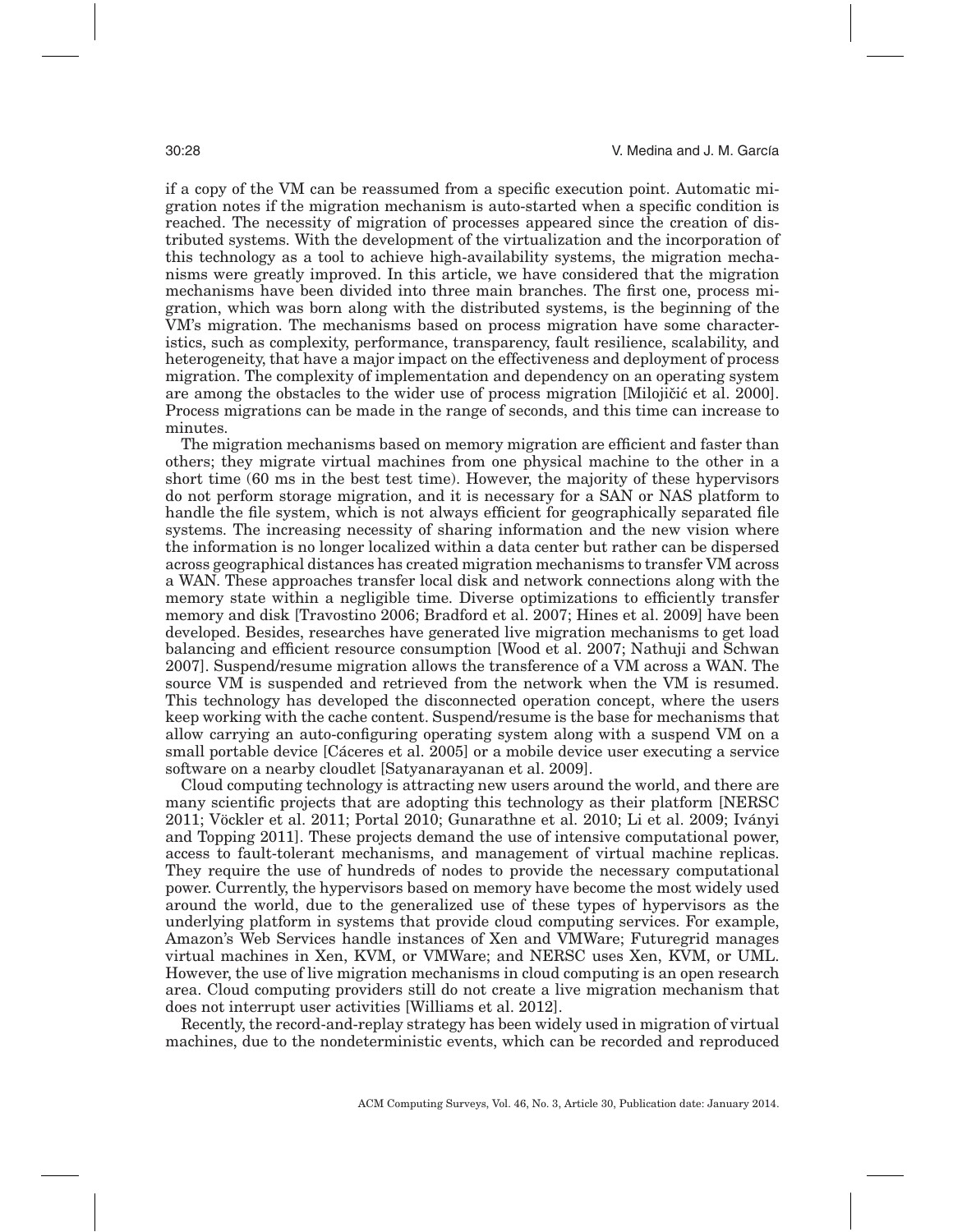if a copy of the VM can be reassumed from a specific execution point. Automatic migration notes if the migration mechanism is auto-started when a specific condition is reached. The necessity of migration of processes appeared since the creation of distributed systems. With the development of the virtualization and the incorporation of this technology as a tool to achieve high-availability systems, the migration mechanisms were greatly improved. In this article, we have considered that the migration mechanisms have been divided into three main branches. The first one, process migration, which was born along with the distributed systems, is the beginning of the VM's migration. The mechanisms based on process migration have some characteristics, such as complexity, performance, transparency, fault resilience, scalability, and heterogeneity, that have a major impact on the effectiveness and deployment of process migration. The complexity of implementation and dependency on an operating system are among the obstacles to the wider use of process migration [Milojičić et al. 2000]. Process migrations can be made in the range of seconds, and this time can increase to minutes.

The migration mechanisms based on memory migration are efficient and faster than others; they migrate virtual machines from one physical machine to the other in a short time (60 ms in the best test time). However, the majority of these hypervisors do not perform storage migration, and it is necessary for a SAN or NAS platform to handle the file system, which is not always efficient for geographically separated file systems. The increasing necessity of sharing information and the new vision where the information is no longer localized within a data center but rather can be dispersed across geographical distances has created migration mechanisms to transfer VM across a WAN. These approaches transfer local disk and network connections along with the memory state within a negligible time. Diverse optimizations to efficiently transfer memory and disk [Travostino 2006; Bradford et al. 2007; Hines et al. 2009] have been developed. Besides, researches have generated live migration mechanisms to get load balancing and efficient resource consumption [Wood et al. 2007; Nathuji and Schwan 2007]. Suspend/resume migration allows the transference of a VM across a WAN. The source VM is suspended and retrieved from the network when the VM is resumed. This technology has developed the disconnected operation concept, where the users keep working with the cache content. Suspend/resume is the base for mechanisms that allow carrying an auto-configuring operating system along with a suspend VM on a small portable device [Cáceres et al. 2005] or a mobile device user executing a service software on a nearby cloudlet [Satyanarayanan et al. 2009].

Cloud computing technology is attracting new users around the world, and there are many scientific projects that are adopting this technology as their platform [NERSC 2011; Vöckler et al. 2011; Portal 2010; Gunarathne et al. 2010; Li et al. 2009; Iványi and Topping 2011]. These projects demand the use of intensive computational power, access to fault-tolerant mechanisms, and management of virtual machine replicas. They require the use of hundreds of nodes to provide the necessary computational power. Currently, the hypervisors based on memory have become the most widely used around the world, due to the generalized use of these types of hypervisors as the underlying platform in systems that provide cloud computing services. For example, Amazon's Web Services handle instances of Xen and VMWare; Futuregrid manages virtual machines in Xen, KVM, or VMWare; and NERSC uses Xen, KVM, or UML. However, the use of live migration mechanisms in cloud computing is an open research area. Cloud computing providers still do not create a live migration mechanism that does not interrupt user activities [Williams et al. 2012].

Recently, the record-and-replay strategy has been widely used in migration of virtual machines, due to the nondeterministic events, which can be recorded and reproduced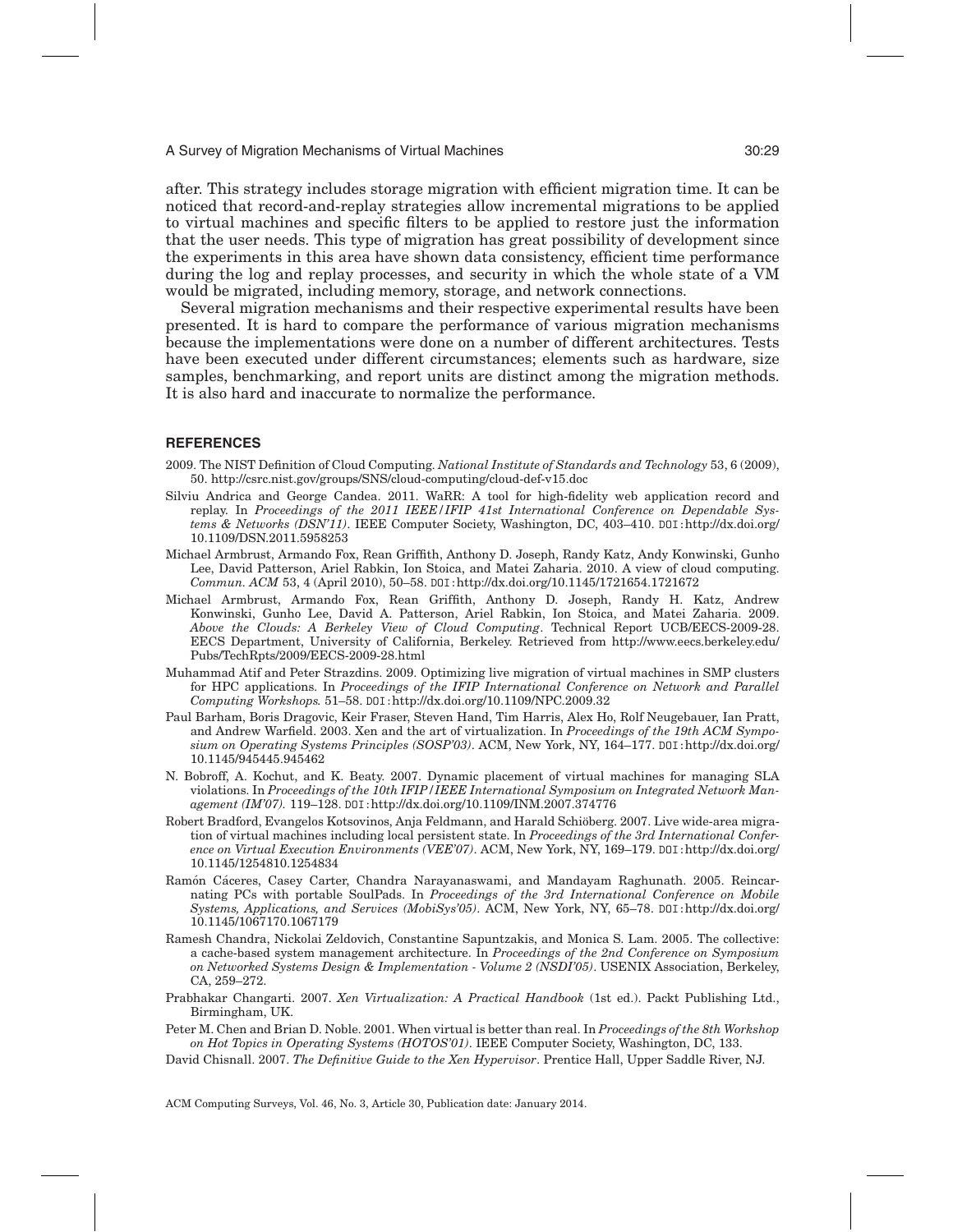after. This strategy includes storage migration with efficient migration time. It can be noticed that record-and-replay strategies allow incremental migrations to be applied to virtual machines and specific filters to be applied to restore just the information that the user needs. This type of migration has great possibility of development since the experiments in this area have shown data consistency, efficient time performance during the log and replay processes, and security in which the whole state of a VM would be migrated, including memory, storage, and network connections.

Several migration mechanisms and their respective experimental results have been presented. It is hard to compare the performance of various migration mechanisms because the implementations were done on a number of different architectures. Tests have been executed under different circumstances; elements such as hardware, size samples, benchmarking, and report units are distinct among the migration methods. It is also hard and inaccurate to normalize the performance.

## REFERENCES

2009. The NIST Definition of Cloud Computing. *National Institute of Standards and Technology* 53, 6 (2009), 50. http://csrc.nist.gov/groups/SNS/cloud-computing/cloud-def-v15.doc

Silviu Andrica and George Candea. 2011. WaRR: A tool for high-fidelity web application record and replay. In *Proceedings of the 2011 IEEE/IFIP 41st International Conference on Dependable Systems & Networks (DSN'11)*. IEEE Computer Society, Washington, DC, 403–410. DOI:http://dx.doi.org/10.1109/DSN.2011.5958253

Michael Armbrust, Armando Fox, Rean Griffith, Anthony D. Joseph, Randy Katz, Andy Konwinski, Gunho Lee, David Patterson, Ariel Rabkin, Ion Stoica, and Matei Zaharia. 2010. A view of cloud computing. *Commun. ACM* 53, 4 (April 2010), 50–58. DOI:http://dx.doi.org/10.1145/1721654.1721672

Michael Armbrust, Armando Fox, Rean Griffith, Anthony D. Joseph, Randy H. Katz, Andrew Konwinski, Gunho Lee, David A. Patterson, Ariel Rabkin, Ion Stoica, and Matei Zaharia. 2009. *Above the Clouds: A Berkeley View of Cloud Computing*. Technical Report UCB/EECS-2009-28. EECS Department, University of California, Berkeley. Retrieved from http://www.eecs.berkeley.edu/Pubs/TechRpts/2009/EECS-2009-28.html

Muhammad Atif and Peter Strazdins. 2009. Optimizing live migration of virtual machines in SMP clusters for HPC applications. In *Proceedings of the IFIP International Conference on Network and Parallel Computing Workshops.* 51–58. DOI:http://dx.doi.org/10.1109/NPC.2009.32

Paul Barham, Boris Dragovic, Keir Fraser, Steven Hand, Tim Harris, Alex Ho, Rolf Neugebauer, Ian Pratt, and Andrew Warfield. 2003. Xen and the art of virtualization. In *Proceedings of the 19th ACM Symposium on Operating Systems Principles (SOSP'03)*. ACM, New York, NY, 164–177. DOI:http://dx.doi.org/10.1145/945445.945462

N. Bobroff, A. Kochut, and K. Beaty. 2007. Dynamic placement of virtual machines for managing SLA violations. In *Proceedings of the 10th IFIP/IEEE International Symposium on Integrated Network Management (IM'07).* 119–128. DOI:http://dx.doi.org/10.1109/INM.2007.374776

Robert Bradford, Evangelos Kotsovinos, Anja Feldmann, and Harald Schiöberg. 2007. Live wide-area migration of virtual machines including local persistent state. In *Proceedings of the 3rd International Conference on Virtual Execution Environments (VEE'07)*. ACM, New York, NY, 169–179. DOI:http://dx.doi.org/10.1145/1254810.1254834

Ramón Cáceres, Casey Carter, Chandra Narayanaswami, and Mandayam Raghunath. 2005. Reincarnating PCs with portable SoulPads. In *Proceedings of the 3rd International Conference on Mobile Systems, Applications, and Services (MobiSys'05)*. ACM, New York, NY, 65–78. DOI:http://dx.doi.org/10.1145/1067170.1067179

Ramesh Chandra, Nickolai Zeldovich, Constantine Sapuntzakis, and Monica S. Lam. 2005. The collective: a cache-based system management architecture. In *Proceedings of the 2nd Conference on Symposium on Networked Systems Design & Implementation - Volume 2 (NSDI'05)*. USENIX Association, Berkeley, CA, 259–272.

Prabhakar Changarti. 2007. *Xen Virtualization: A Practical Handbook* (1st ed.). Packt Publishing Ltd., Birmingham, UK.

Peter M. Chen and Brian D. Noble. 2001. When virtual is better than real. In *Proceedings of the 8th Workshop on Hot Topics in Operating Systems (HOTOS'01)*. IEEE Computer Society, Washington, DC, 133.

David Chisnall. 2007. *The Definitive Guide to the Xen Hypervisor*. Prentice Hall, Upper Saddle River, NJ.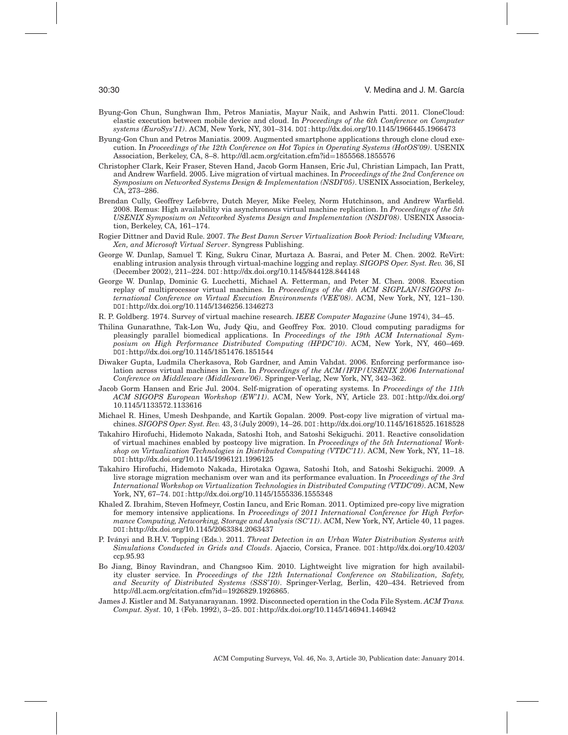Byung-Gon Chun, Sunghwan Ihm, Petros Maniatis, Mayur Naik, and Ashwin Patti. 2011. CloneCloud: elastic execution between mobile device and cloud. In *Proceedings of the 6th Conference on Computer systems (EuroSys'11)*. ACM, New York, NY, 301–314. DOI:http://dx.doi.org/10.1145/1966445.1966473

Byung-Gon Chun and Petros Maniatis. 2009. Augmented smartphone applications through clone cloud execution. In *Proceedings of the 12th Conference on Hot Topics in Operating Systems (HotOS'09)*. USENIX Association, Berkeley, CA, 8–8. http://dl.acm.org/citation.cfm?id=1855568.1855576

Christopher Clark, Keir Fraser, Steven Hand, Jacob Gorm Hansen, Eric Jul, Christian Limpach, Ian Pratt, and Andrew Warfield. 2005. Live migration of virtual machines. In *Proceedings of the 2nd Conference on Symposium on Networked Systems Design & Implementation (NSDI'05)*. USENIX Association, Berkeley, CA, 273–286.

Brendan Cully, Geoffrey Lefebvre, Dutch Meyer, Mike Feeley, Norm Hutchinson, and Andrew Warfield. 2008. Remus: High availability via asynchronous virtual machine replication. In *Proceedings of the 5th USENIX Symposium on Networked Systems Design and Implementation (NSDI'08)*. USENIX Association, Berkeley, CA, 161–174.

Rogier Dittner and David Rule. 2007. *The Best Damn Server Virtualization Book Period: Including VMware, Xen, and Microsoft Virtual Server*. Syngress Publishing.

George W. Dunlap, Samuel T. King, Sukru Cinar, Murtaza A. Basrai, and Peter M. Chen. 2002. ReVirt: enabling intrusion analysis through virtual-machine logging and replay. *SIGOPS Oper. Syst. Rev.* 36, SI (December 2002), 211–224. DOI:http://dx.doi.org/10.1145/844128.844148

George W. Dunlap, Dominic G. Lucchetti, Michael A. Fetterman, and Peter M. Chen. 2008. Execution replay of multiprocessor virtual machines. In *Proceedings of the 4th ACM SIGPLAN/SIGOPS International Conference on Virtual Execution Environments (VEE'08)*. ACM, New York, NY, 121–130. DOI:http://dx.doi.org/10.1145/1346256.1346273

R. P. Goldberg. 1974. Survey of virtual machine research. *IEEE Computer Magazine* (June 1974), 34–45.

Thilina Gunarathne, Tak-Lon Wu, Judy Qiu, and Geoffrey Fox. 2010. Cloud computing paradigms for pleasingly parallel biomedical applications. In *Proceedings of the 19th ACM International Symposium on High Performance Distributed Computing (HPDC'10)*. ACM, New York, NY, 460–469. DOI:http://dx.doi.org/10.1145/1851476.1851544

Diwaker Gupta, Ludmila Cherkasova, Rob Gardner, and Amin Vahdat. 2006. Enforcing performance isolation across virtual machines in Xen. In *Proceedings of the ACM/IFIP/USENIX 2006 International Conference on Middleware (Middleware'06)*. Springer-Verlag, New York, NY, 342–362.

Jacob Gorm Hansen and Eric Jul. 2004. Self-migration of operating systems. In *Proceedings of the 11th ACM SIGOPS European Workshop (EW'11)*. ACM, New York, NY, Article 23. DOI:http://dx.doi.org/10.1145/1133572.1133616

Michael R. Hines, Umesh Deshpande, and Kartik Gopalan. 2009. Post-copy live migration of virtual machines. *SIGOPS Oper. Syst. Rev.* 43, 3 (July 2009), 14–26. DOI:http://dx.doi.org/10.1145/1618525.1618528

Takahiro Hirofuchi, Hidemoto Nakada, Satoshi Itoh, and Satoshi Sekiguchi. 2011. Reactive consolidation of virtual machines enabled by postcopy live migration. In *Proceedings of the 5th International Workshop on Virtualization Technologies in Distributed Computing (VTDC'11)*. ACM, New York, NY, 11–18. DOI:http://dx.doi.org/10.1145/1996121.1996125

Takahiro Hirofuchi, Hidemoto Nakada, Hirotaka Ogawa, Satoshi Itoh, and Satoshi Sekiguchi. 2009. A live storage migration mechanism over wan and its performance evaluation. In *Proceedings of the 3rd International Workshop on Virtualization Technologies in Distributed Computing (VTDC'09)*. ACM, New York, NY, 67–74. DOI:http://dx.doi.org/10.1145/1555336.1555348

Khaled Z. Ibrahim, Steven Hofmeyr, Costin Iancu, and Eric Roman. 2011. Optimized pre-copy live migration for memory intensive applications. In *Proceedings of 2011 International Conference for High Performance Computing, Networking, Storage and Analysis (SC'11)*. ACM, New York, NY, Article 40, 11 pages. DOI:http://dx.doi.org/10.1145/2063384.2063437

P. Iványi and B.H.V. Topping (Eds.). 2011. *Threat Detection in an Urban Water Distribution Systems with Simulations Conducted in Grids and Clouds*. Ajaccio, Corsica, France. DOI:http://dx.doi.org/10.4203/ccp.95.93

Bo Jiang, Binoy Ravindran, and Changsoo Kim. 2010. Lightweight live migration for high availability cluster service. In *Proceedings of the 12th International Conference on Stabilization, Safety, and Security of Distributed Systems (SSS'10)*. Springer-Verlag, Berlin, 420–434. Retrieved from http://dl.acm.org/citation.cfm?id=1926829.1926865.

James J. Kistler and M. Satyanarayanan. 1992. Disconnected operation in the Coda File System. *ACM Trans. Comput. Syst.* 10, 1 (Feb. 1992), 3–25. DOI:http://dx.doi.org/10.1145/146941.146942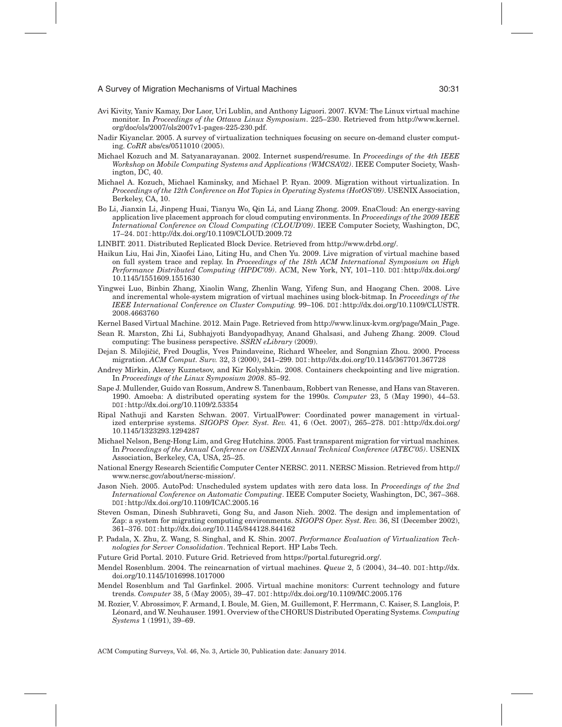Avi Kivity, Yaniv Kamay, Dor Laor, Uri Lublin, and Anthony Liguori. 2007. KVM: The Linux virtual machine monitor. In *Proceedings of the Ottawa Linux Symposium*. 225–230. Retrieved from http://www.kernel.org/doc/ols/2007/ols2007v1-pages-225-230.pdf.

Nadir Kiyanclar. 2005. A survey of virtualization techniques focusing on secure on-demand cluster computing. *CoRR* abs/cs/0511010 (2005).

Michael Kozuch and M. Satyanarayanan. 2002. Internet suspend/resume. In *Proceedings of the 4th IEEE Workshop on Mobile Computing Systems and Applications (WMCSA'02)*. IEEE Computer Society, Washington, DC, 40.

Michael A. Kozuch, Michael Kaminsky, and Michael P. Ryan. 2009. Migration without virtualization. In *Proceedings of the 12th Conference on Hot Topics in Operating Systems (HotOS'09)*. USENIX Association, Berkeley, CA, 10.

Bo Li, Jianxin Li, Jinpeng Huai, Tianyu Wo, Qin Li, and Liang Zhong. 2009. EnaCloud: An energy-saving application live placement approach for cloud computing environments. In *Proceedings of the 2009 IEEE International Conference on Cloud Computing (CLOUD'09)*. IEEE Computer Society, Washington, DC, 17–24. DOI:http://dx.doi.org/10.1109/CLOUD.2009.72

LINBIT. 2011. Distributed Replicated Block Device. Retrieved from http://www.drbd.org/.

Haikun Liu, Hai Jin, Xiaofei Liao, Liting Hu, and Chen Yu. 2009. Live migration of virtual machine based on full system trace and replay. In *Proceedings of the 18th ACM International Symposium on High Performance Distributed Computing (HPDC'09)*. ACM, New York, NY, 101–110. DOI:http://dx.doi.org/10.1145/1551609.1551630

Yingwei Luo, Binbin Zhang, Xiaolin Wang, Zhenlin Wang, Yifeng Sun, and Haogang Chen. 2008. Live and incremental whole-system migration of virtual machines using block-bitmap. In *Proceedings of the IEEE International Conference on Cluster Computing.* 99–106. DOI:http://dx.doi.org/10.1109/CLUSTR.2008.4663760

Kernel Based Virtual Machine. 2012. Main Page. Retrieved from http://www.linux-kvm.org/page/Main_Page.

Sean R. Marston, Zhi Li, Subhajyoti Bandyopadhyay, Anand Ghalsasi, and Juheng Zhang. 2009. Cloud computing: The business perspective. *SSRN eLibrary* (2009).

Dejan S. Milojičić, Fred Douglis, Yves Paindaveine, Richard Wheeler, and Songnian Zhou. 2000. Process migration. *ACM Comput. Surv.* 32, 3 (2000), 241–299. DOI:http://dx.doi.org/10.1145/367701.367728

Andrey Mirkin, Alexey Kuznetsov, and Kir Kolyshkin. 2008. Containers checkpointing and live migration. In *Proceedings of the Linux Symposium 2008*. 85–92.

Sape J. Mullender, Guido van Rossum, Andrew S. Tanenbaum, Robbert van Renesse, and Hans van Staveren. 1990. Amoeba: A distributed operating system for the 1990s. *Computer* 23, 5 (May 1990), 44–53. DOI:http://dx.doi.org/10.1109/2.53354

Ripal Nathuji and Karsten Schwan. 2007. VirtualPower: Coordinated power management in virtualized enterprise systems. *SIGOPS Oper. Syst. Rev.* 41, 6 (Oct. 2007), 265–278. DOI:http://dx.doi.org/10.1145/1323293.1294287

Michael Nelson, Beng-Hong Lim, and Greg Hutchins. 2005. Fast transparent migration for virtual machines. In *Proceedings of the Annual Conference on USENIX Annual Technical Conference (ATEC'05)*. USENIX Association, Berkeley, CA, USA, 25–25.

National Energy Research Scientific Computer Center NERSC. 2011. NERSC Mission. Retrieved from http://www.nersc.gov/about/nersc-mission/.

Jason Nieh. 2005. AutoPod: Unscheduled system updates with zero data loss. In *Proceedings of the 2nd International Conference on Automatic Computing*. IEEE Computer Society, Washington, DC, 367–368. DOI:http://dx.doi.org/10.1109/ICAC.2005.16

Steven Osman, Dinesh Subhraveti, Gong Su, and Jason Nieh. 2002. The design and implementation of Zap: a system for migrating computing environments. *SIGOPS Oper. Syst. Rev.* 36, SI (December 2002), 361–376. DOI:http://dx.doi.org/10.1145/844128.844162

P. Padala, X. Zhu, Z. Wang, S. Singhal, and K. Shin. 2007. *Performance Evaluation of Virtualization Technologies for Server Consolidation*. Technical Report. HP Labs Tech.

Future Grid Portal. 2010. Future Grid. Retrieved from https://portal.futuregrid.org/.

Mendel Rosenblum. 2004. The reincarnation of virtual machines. *Queue* 2, 5 (2004), 34–40. DOI:http://dx.doi.org/10.1145/1016998.1017000

Mendel Rosenblum and Tal Garfinkel. 2005. Virtual machine monitors: Current technology and future trends. *Computer* 38, 5 (May 2005), 39–47. DOI:http://dx.doi.org/10.1109/MC.2005.176

M. Rozier, V. Abrossimov, F. Armand, I. Boule, M. Gien, M. Guillemont, F. Herrmann, C. Kaiser, S. Langlois, P. Léonard, and W. Neuhauser. 1991. Overview of the CHORUS Distributed Operating Systems. *Computing Systems* 1 (1991), 39–69.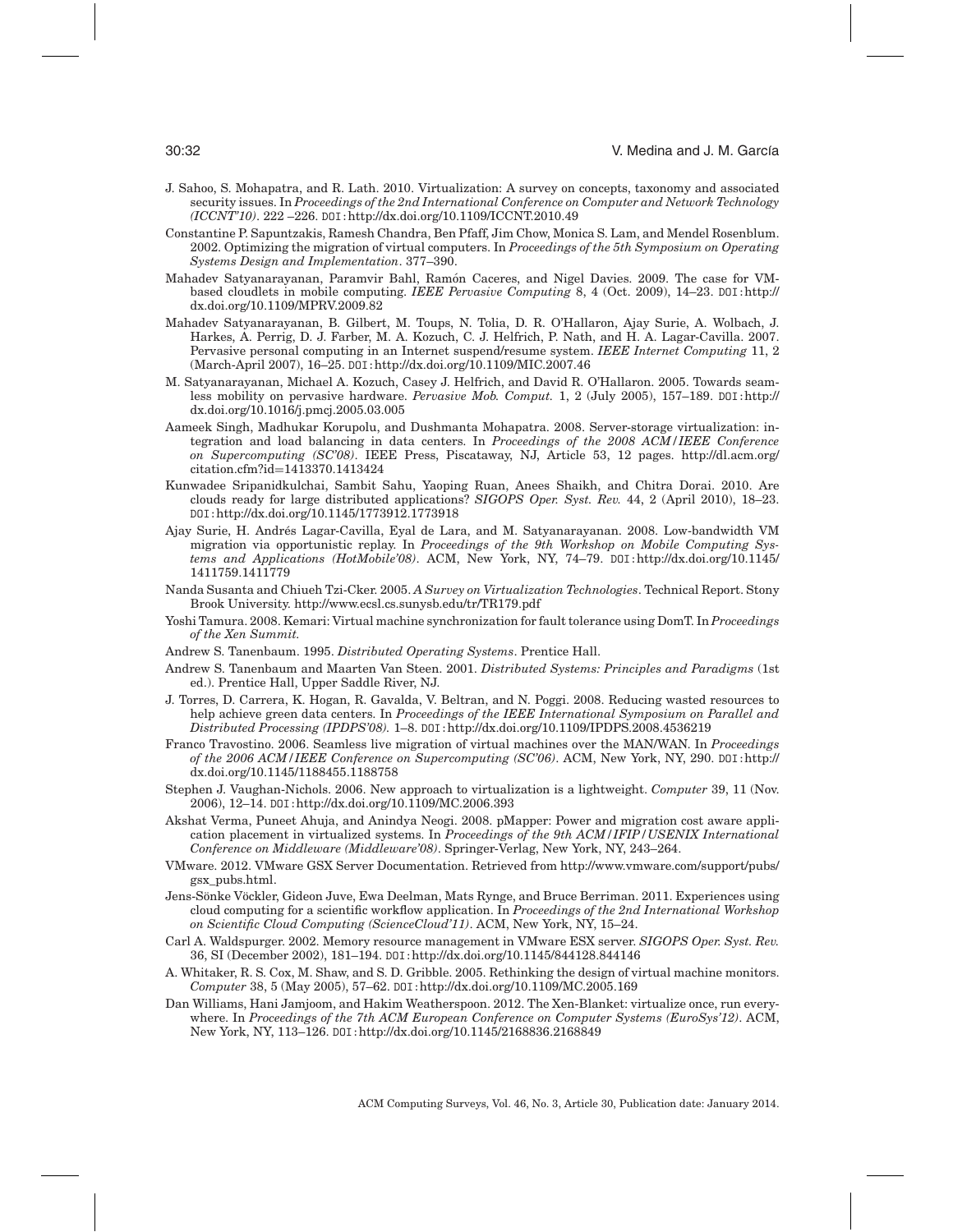J. Sahoo, S. Mohapatra, and R. Lath. 2010. Virtualization: A survey on concepts, taxonomy and associated security issues. In *Proceedings of the 2nd International Conference on Computer and Network Technology (ICCNT'10)*. 222 –226. DOI:http://dx.doi.org/10.1109/ICCNT.2010.49

Constantine P. Sapuntzakis, Ramesh Chandra, Ben Pfaff, Jim Chow, Monica S. Lam, and Mendel Rosenblum. 2002. Optimizing the migration of virtual computers. In *Proceedings of the 5th Symposium on Operating Systems Design and Implementation*. 377–390.

Mahadev Satyanarayanan, Paramvir Bahl, Ramón Caceres, and Nigel Davies. 2009. The case for VM-based cloudlets in mobile computing. *IEEE Pervasive Computing* 8, 4 (Oct. 2009), 14–23. DOI:http://dx.doi.org/10.1109/MPRV.2009.82

Mahadev Satyanarayanan, B. Gilbert, M. Toups, N. Tolia, D. R. O'Hallaron, Ajay Surie, A. Wolbach, J. Harkes, A. Perrig, D. J. Farber, M. A. Kozuch, C. J. Helfrich, P. Nath, and H. A. Lagar-Cavilla. 2007. Pervasive personal computing in an Internet suspend/resume system. *IEEE Internet Computing* 11, 2 (March-April 2007), 16–25. DOI:http://dx.doi.org/10.1109/MIC.2007.46

M. Satyanarayanan, Michael A. Kozuch, Casey J. Helfrich, and David R. O'Hallaron. 2005. Towards seamless mobility on pervasive hardware. *Pervasive Mob. Comput.* 1, 2 (July 2005), 157–189. DOI:http://dx.doi.org/10.1016/j.pmcj.2005.03.005

Aameek Singh, Madhukar Korupolu, and Dushmanta Mohapatra. 2008. Server-storage virtualization: integration and load balancing in data centers. In *Proceedings of the 2008 ACM/IEEE Conference on Supercomputing (SC'08)*. IEEE Press, Piscataway, NJ, Article 53, 12 pages. http://dl.acm.org/citation.cfm?id=1413370.1413424

Kunwadee Sripanidkulchai, Sambit Sahu, Yaoping Ruan, Anees Shaikh, and Chitra Dorai. 2010. Are clouds ready for large distributed applications? *SIGOPS Oper. Syst. Rev.* 44, 2 (April 2010), 18–23. DOI:http://dx.doi.org/10.1145/1773912.1773918

Ajay Surie, H. Andrés Lagar-Cavilla, Eyal de Lara, and M. Satyanarayanan. 2008. Low-bandwidth VM migration via opportunistic replay. In *Proceedings of the 9th Workshop on Mobile Computing Systems and Applications (HotMobile'08)*. ACM, New York, NY, 74–79. DOI:http://dx.doi.org/10.1145/1411759.1411779

Nanda Susanta and Chiueh Tzi-Cker. 2005. *A Survey on Virtualization Technologies*. Technical Report. Stony Brook University. http://www.ecsl.cs.sunysb.edu/tr/TR179.pdf

Yoshi Tamura. 2008. Kemari: Virtual machine synchronization for fault tolerance using DomT. In *Proceedings of the Xen Summit.*

Andrew S. Tanenbaum. 1995. *Distributed Operating Systems*. Prentice Hall.

Andrew S. Tanenbaum and Maarten Van Steen. 2001. *Distributed Systems: Principles and Paradigms* (1st ed.). Prentice Hall, Upper Saddle River, NJ.

J. Torres, D. Carrera, K. Hogan, R. Gavalda, V. Beltran, and N. Poggi. 2008. Reducing wasted resources to help achieve green data centers. In *Proceedings of the IEEE International Symposium on Parallel and Distributed Processing (IPDPS'08)*. 1–8. DOI:http://dx.doi.org/10.1109/IPDPS.2008.4536219

Franco Travostino. 2006. Seamless live migration of virtual machines over the MAN/WAN. In *Proceedings of the 2006 ACM/IEEE Conference on Supercomputing (SC'06)*. ACM, New York, NY, 290. DOI:http://dx.doi.org/10.1145/1188455.1188758

Stephen J. Vaughan-Nichols. 2006. New approach to virtualization is a lightweight. *Computer* 39, 11 (Nov. 2006), 12–14. DOI:http://dx.doi.org/10.1109/MC.2006.393

Akshat Verma, Puneet Ahuja, and Anindya Neogi. 2008. pMapper: Power and migration cost aware application placement in virtualized systems. In *Proceedings of the 9th ACM/IFIP/USENIX International Conference on Middleware (Middleware'08)*. Springer-Verlag, New York, NY, 243–264.

VMware. 2012. VMware GSX Server Documentation. Retrieved from http://www.vmware.com/support/pubs/gsx_pubs.html.

Jens-Sönke Vöckler, Gideon Juve, Ewa Deelman, Mats Rynge, and Bruce Berriman. 2011. Experiences using cloud computing for a scientific workflow application. In *Proceedings of the 2nd International Workshop on Scientific Cloud Computing (ScienceCloud'11)*. ACM, New York, NY, 15–24.

Carl A. Waldspurger. 2002. Memory resource management in VMware ESX server. *SIGOPS Oper. Syst. Rev.* 36, SI (December 2002), 181–194. DOI:http://dx.doi.org/10.1145/844128.844146

A. Whitaker, R. S. Cox, M. Shaw, and S. D. Gribble. 2005. Rethinking the design of virtual machine monitors. *Computer* 38, 5 (May 2005), 57–62. DOI:http://dx.doi.org/10.1109/MC.2005.169

Dan Williams, Hani Jamjoom, and Hakim Weatherspoon. 2012. The Xen-Blanket: virtualize once, run everywhere. In *Proceedings of the 7th ACM European Conference on Computer Systems (EuroSys'12)*. ACM, New York, NY, 113–126. DOI:http://dx.doi.org/10.1145/2168836.2168849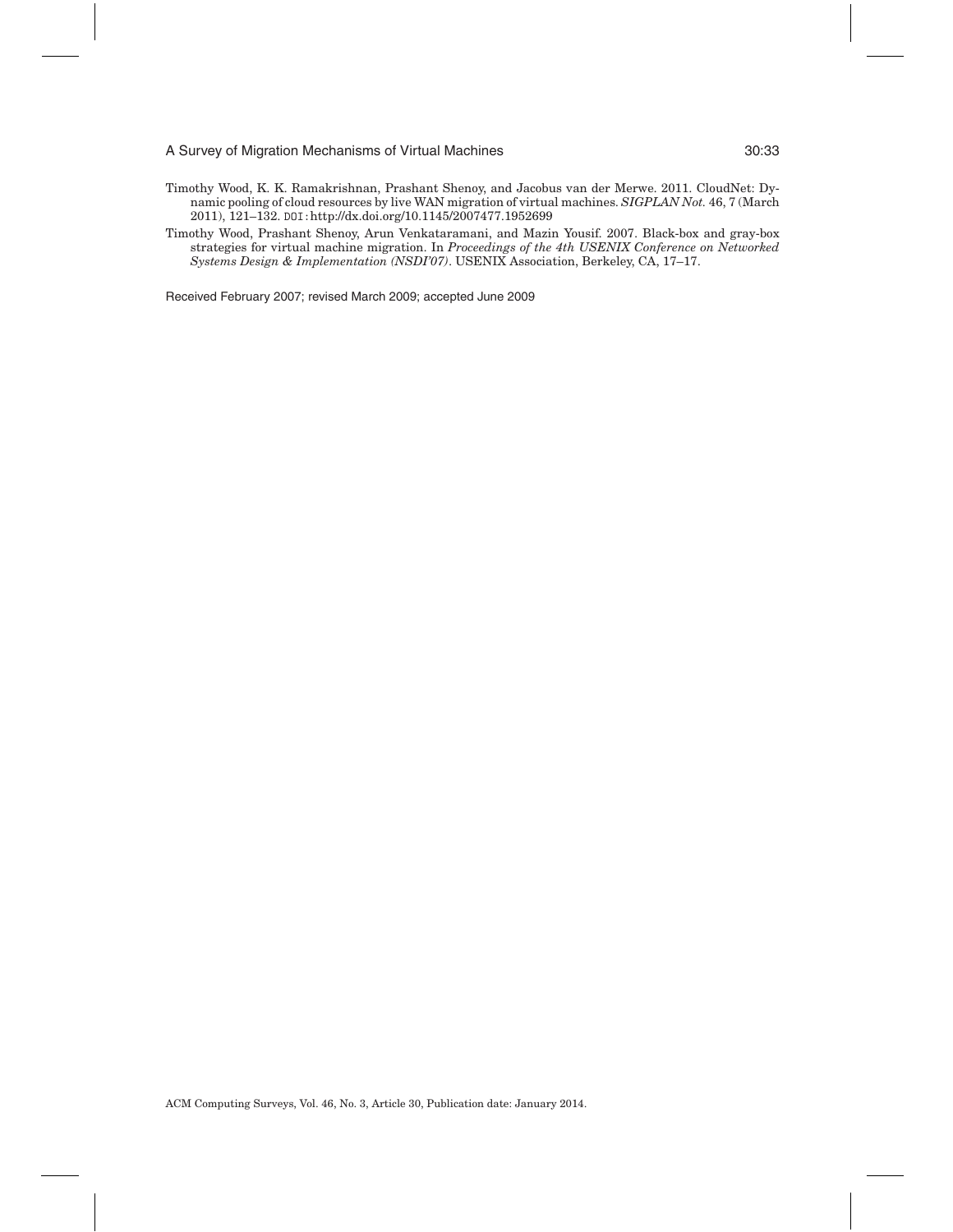Timothy Wood, K. K. Ramakrishnan, Prashant Shenoy, and Jacobus van der Merwe. 2011. CloudNet: Dynamic pooling of cloud resources by live WAN migration of virtual machines. *SIGPLAN Not.* 46, 7 (March 2011), 121–132. DOI: http://dx.doi.org/10.1145/2007477.1952699

Timothy Wood, Prashant Shenoy, Arun Venkataramani, and Mazin Yousif. 2007. Black-box and gray-box strategies for virtual machine migration. In *Proceedings of the 4th USENIX Conference on Networked Systems Design & Implementation (NSDI'07)*. USENIX Association, Berkeley, CA, 17–17.

Received February 2007; revised March 2009; accepted June 2009